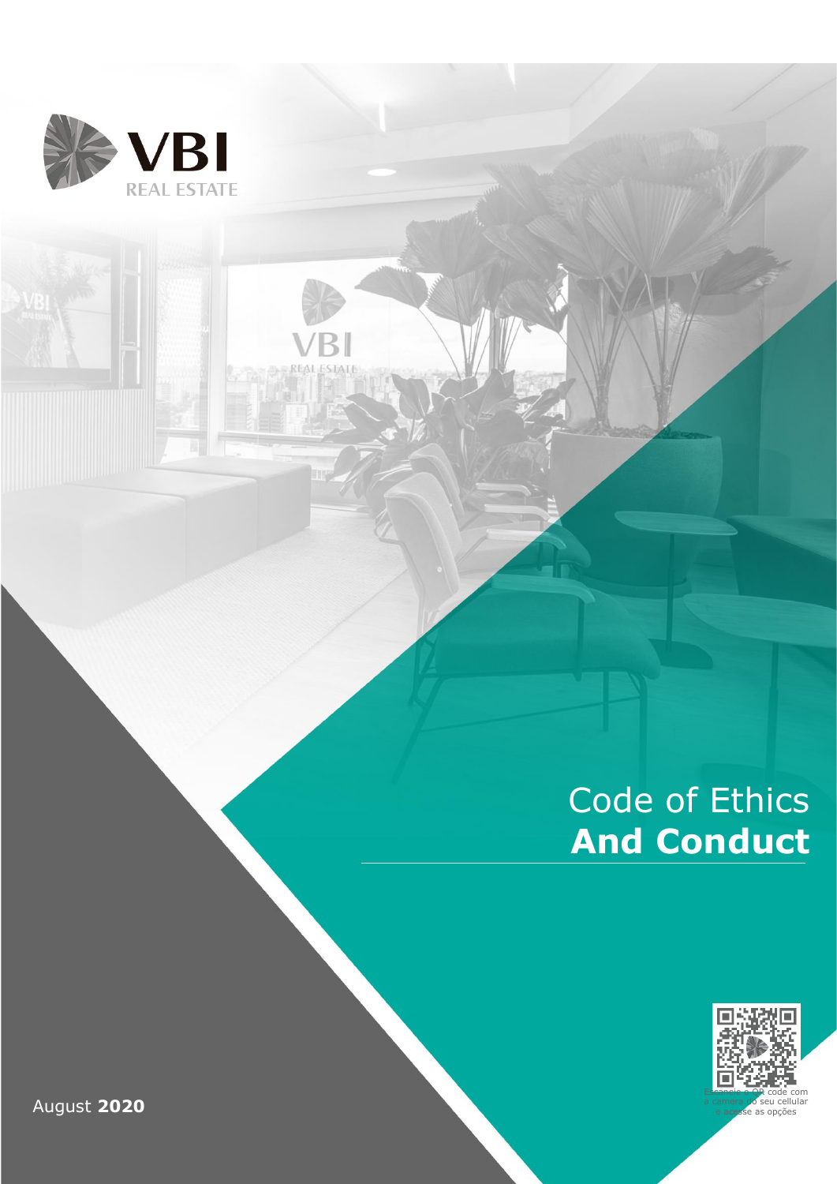VBI REAL ESTATE

# Code of Ethics **And Conduct**

Escaneie o QR code com a câmera do seu cellular e acesse as opções

August **2020**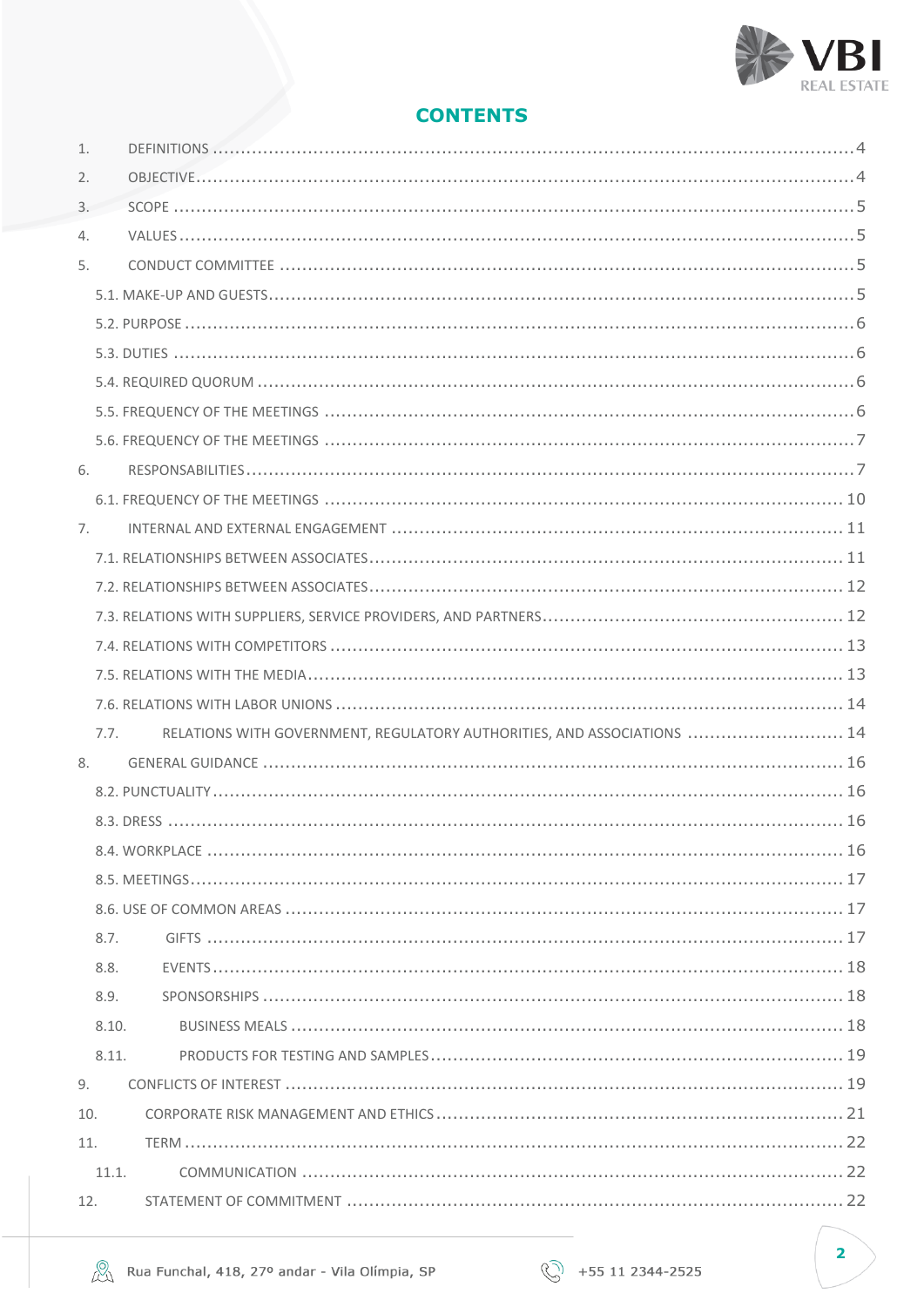## CONTENTS

1. DEFINITIONS ........................................................ 4
2. OBJECTIVE ........................................................ 4
3. SCOPE ........................................................ 5
4. VALUES ........................................................ 5
5. CONDUCT COMMITTEE ........................................................ 5
   - 5.1. MAKE-UP AND GUESTS ........................................................ 5
   - 5.2. PURPOSE ........................................................ 6
   - 5.3. DUTIES ........................................................ 6
   - 5.4. REQUIRED QUORUM ........................................................ 6
   - 5.5. FREQUENCY OF THE MEETINGS ........................................................ 6
   - 5.6. FREQUENCY OF THE MEETINGS ........................................................ 7
6. RESPONSABILITIES ........................................................ 7
   - 6.1. FREQUENCY OF THE MEETINGS ........................................................ 10
7. INTERNAL AND EXTERNAL ENGAGEMENT ........................................................ 11
   - 7.1. RELATIONSHIPS BETWEEN ASSOCIATES ........................................................ 11
   - 7.2. RELATIONSHIPS BETWEEN ASSOCIATES ........................................................ 12
   - 7.3. RELATIONS WITH SUPPLIERS, SERVICE PROVIDERS, AND PARTNERS ........................................................ 12
   - 7.4. RELATIONS WITH COMPETITORS ........................................................ 13
   - 7.5. RELATIONS WITH THE MEDIA ........................................................ 13
   - 7.6. RELATIONS WITH LABOR UNIONS ........................................................ 14
   - 7.7. RELATIONS WITH GOVERNMENT, REGULATORY AUTHORITIES, AND ASSOCIATIONS ........................................................ 14
8. GENERAL GUIDANCE ........................................................ 16
   - 8.2. PUNCTUALITY ........................................................ 16
   - 8.3. DRESS ........................................................ 16
   - 8.4. WORKPLACE ........................................................ 16
   - 8.5. MEETINGS ........................................................ 17
   - 8.6. USE OF COMMON AREAS ........................................................ 17
   - 8.7. GIFTS ........................................................ 17
   - 8.8. EVENTS ........................................................ 18
   - 8.9. SPONSORSHIPS ........................................................ 18
   - 8.10. BUSINESS MEALS ........................................................ 18
   - 8.11. PRODUCTS FOR TESTING AND SAMPLES ........................................................ 19
9. CONFLICTS OF INTEREST ........................................................ 19
10. CORPORATE RISK MANAGEMENT AND ETHICS ........................................................ 21
11. TERM ........................................................ 22
    - 11.1. COMMUNICATION ........................................................ 22
12. STATEMENT OF COMMITMENT ........................................................ 22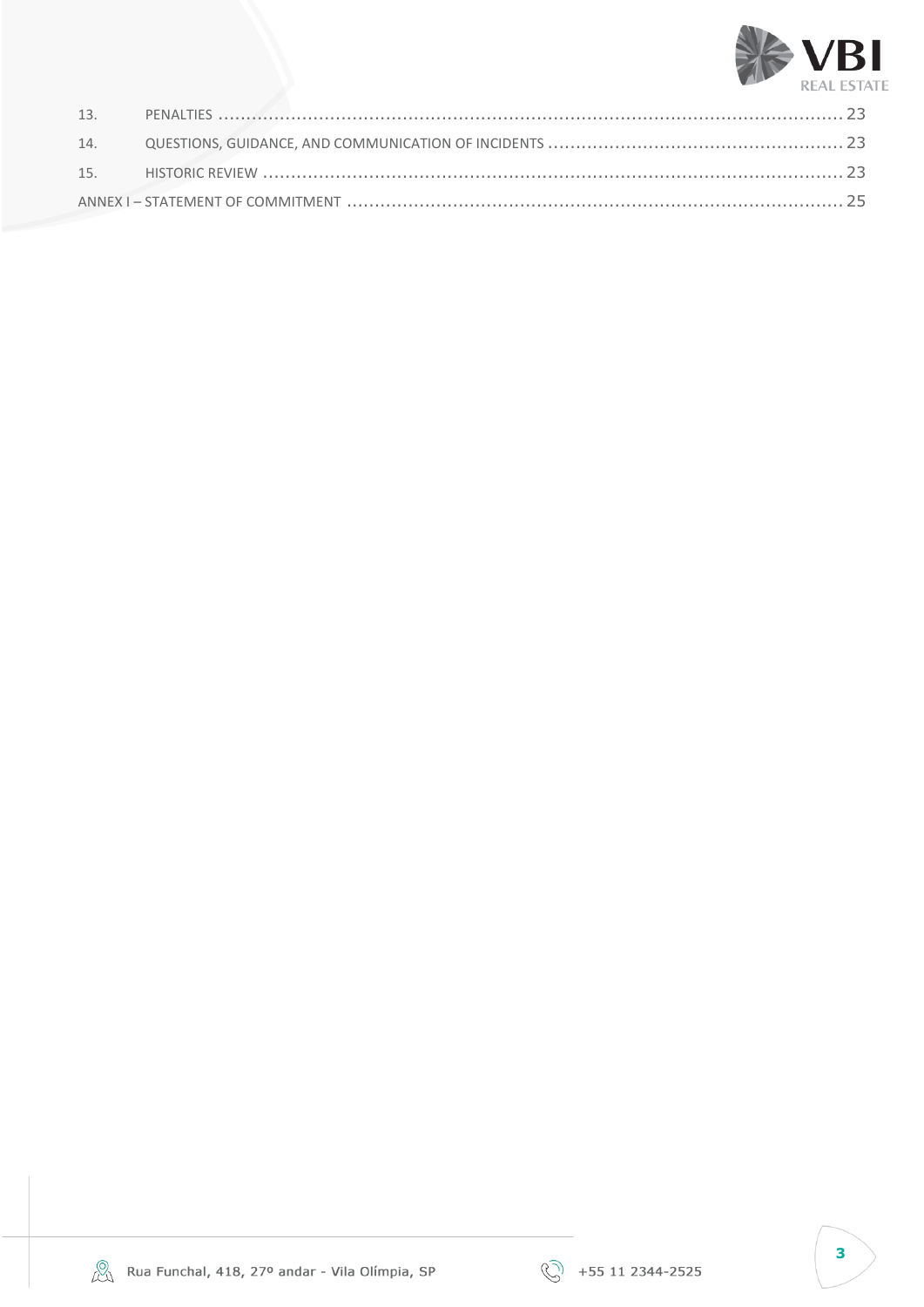| | | |
|---|---|---|
| 13. | PENALTIES | 23 |
| 14. | QUESTIONS, GUIDANCE, AND COMMUNICATION OF INCIDENTS | 23 |
| 15. | HISTORIC REVIEW | 23 |
| ANNEX I – STATEMENT OF COMMITMENT | | 25 |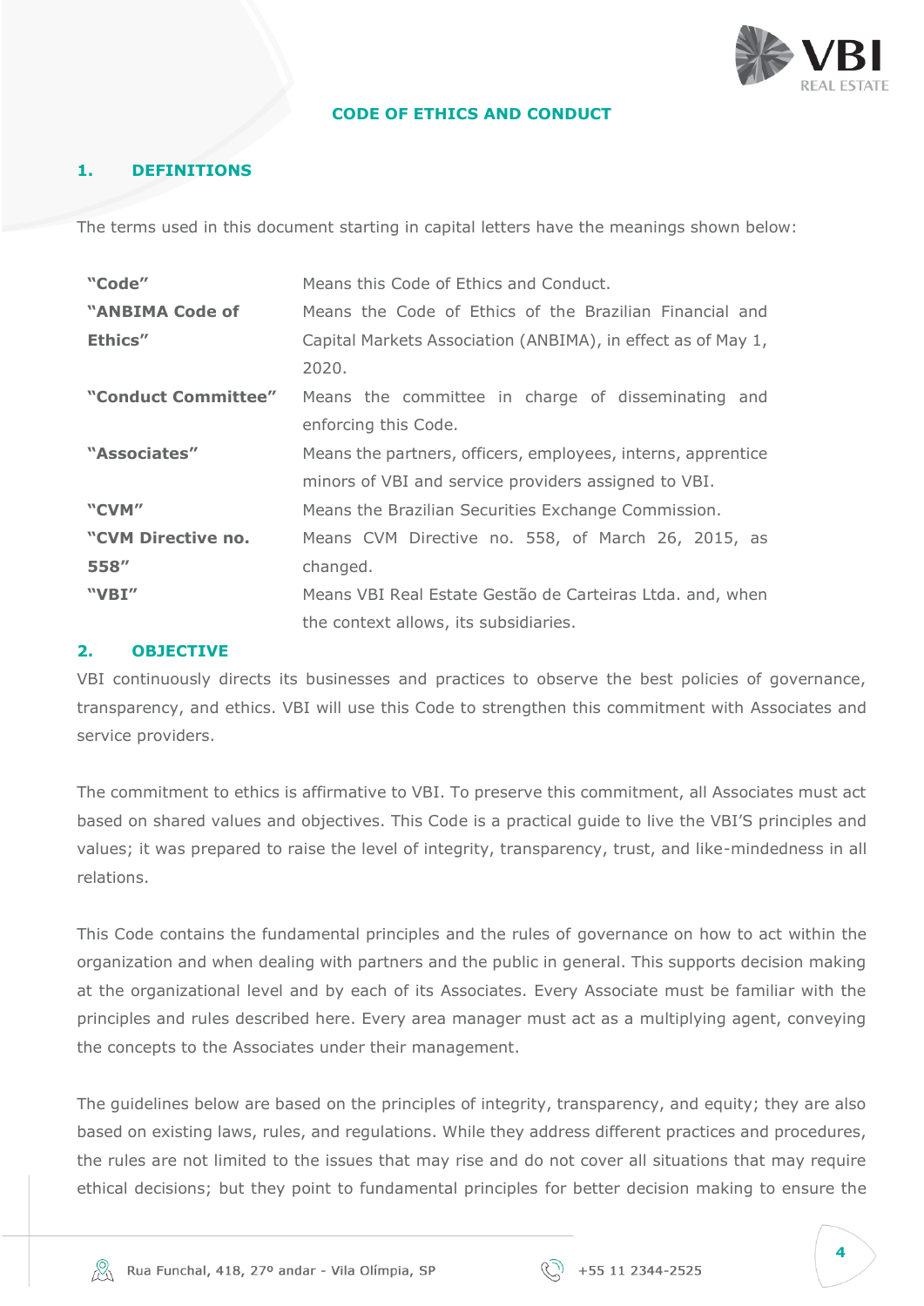# CODE OF ETHICS AND CONDUCT

## 1. DEFINITIONS

The terms used in this document starting in capital letters have the meanings shown below:

| | |
|---|---|
| **"Code"** | Means this Code of Ethics and Conduct. |
| **"ANBIMA Code of Ethics"** | Means the Code of Ethics of the Brazilian Financial and Capital Markets Association (ANBIMA), in effect as of May 1, 2020. |
| **"Conduct Committee"** | Means the committee in charge of disseminating and enforcing this Code. |
| **"Associates"** | Means the partners, officers, employees, interns, apprentice minors of VBI and service providers assigned to VBI. |
| **"CVM"** | Means the Brazilian Securities Exchange Commission. |
| **"CVM Directive no. 558"** | Means CVM Directive no. 558, of March 26, 2015, as changed. |
| **"VBI"** | Means VBI Real Estate Gestão de Carteiras Ltda. and, when the context allows, its subsidiaries. |

## 2. OBJECTIVE

VBI continuously directs its businesses and practices to observe the best policies of governance, transparency, and ethics. VBI will use this Code to strengthen this commitment with Associates and service providers.

The commitment to ethics is affirmative to VBI. To preserve this commitment, all Associates must act based on shared values and objectives. This Code is a practical guide to live the VBI'S principles and values; it was prepared to raise the level of integrity, transparency, trust, and like-mindedness in all relations.

This Code contains the fundamental principles and the rules of governance on how to act within the organization and when dealing with partners and the public in general. This supports decision making at the organizational level and by each of its Associates. Every Associate must be familiar with the principles and rules described here. Every area manager must act as a multiplying agent, conveying the concepts to the Associates under their management.

The guidelines below are based on the principles of integrity, transparency, and equity; they are also based on existing laws, rules, and regulations. While they address different practices and procedures, the rules are not limited to the issues that may rise and do not cover all situations that may require ethical decisions; but they point to fundamental principles for better decision making to ensure the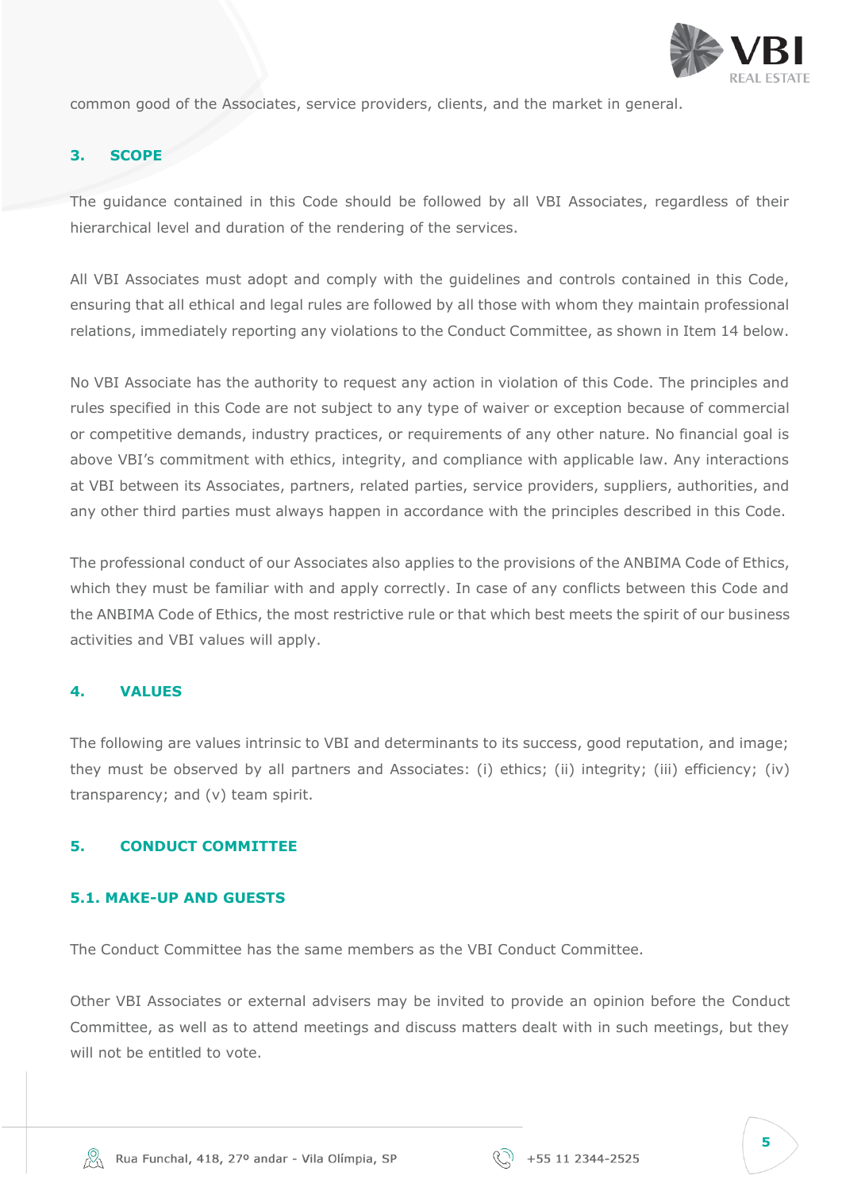common good of the Associates, service providers, clients, and the market in general.

## 3. SCOPE

The guidance contained in this Code should be followed by all VBI Associates, regardless of their hierarchical level and duration of the rendering of the services.

All VBI Associates must adopt and comply with the guidelines and controls contained in this Code, ensuring that all ethical and legal rules are followed by all those with whom they maintain professional relations, immediately reporting any violations to the Conduct Committee, as shown in Item 14 below.

No VBI Associate has the authority to request any action in violation of this Code. The principles and rules specified in this Code are not subject to any type of waiver or exception because of commercial or competitive demands, industry practices, or requirements of any other nature. No financial goal is above VBI's commitment with ethics, integrity, and compliance with applicable law. Any interactions at VBI between its Associates, partners, related parties, service providers, suppliers, authorities, and any other third parties must always happen in accordance with the principles described in this Code.

The professional conduct of our Associates also applies to the provisions of the ANBIMA Code of Ethics, which they must be familiar with and apply correctly. In case of any conflicts between this Code and the ANBIMA Code of Ethics, the most restrictive rule or that which best meets the spirit of our business activities and VBI values will apply.

## 4. VALUES

The following are values intrinsic to VBI and determinants to its success, good reputation, and image; they must be observed by all partners and Associates: (i) ethics; (ii) integrity; (iii) efficiency; (iv) transparency; and (v) team spirit.

## 5. CONDUCT COMMITTEE

### 5.1. MAKE-UP AND GUESTS

The Conduct Committee has the same members as the VBI Conduct Committee.

Other VBI Associates or external advisers may be invited to provide an opinion before the Conduct Committee, as well as to attend meetings and discuss matters dealt with in such meetings, but they will not be entitled to vote.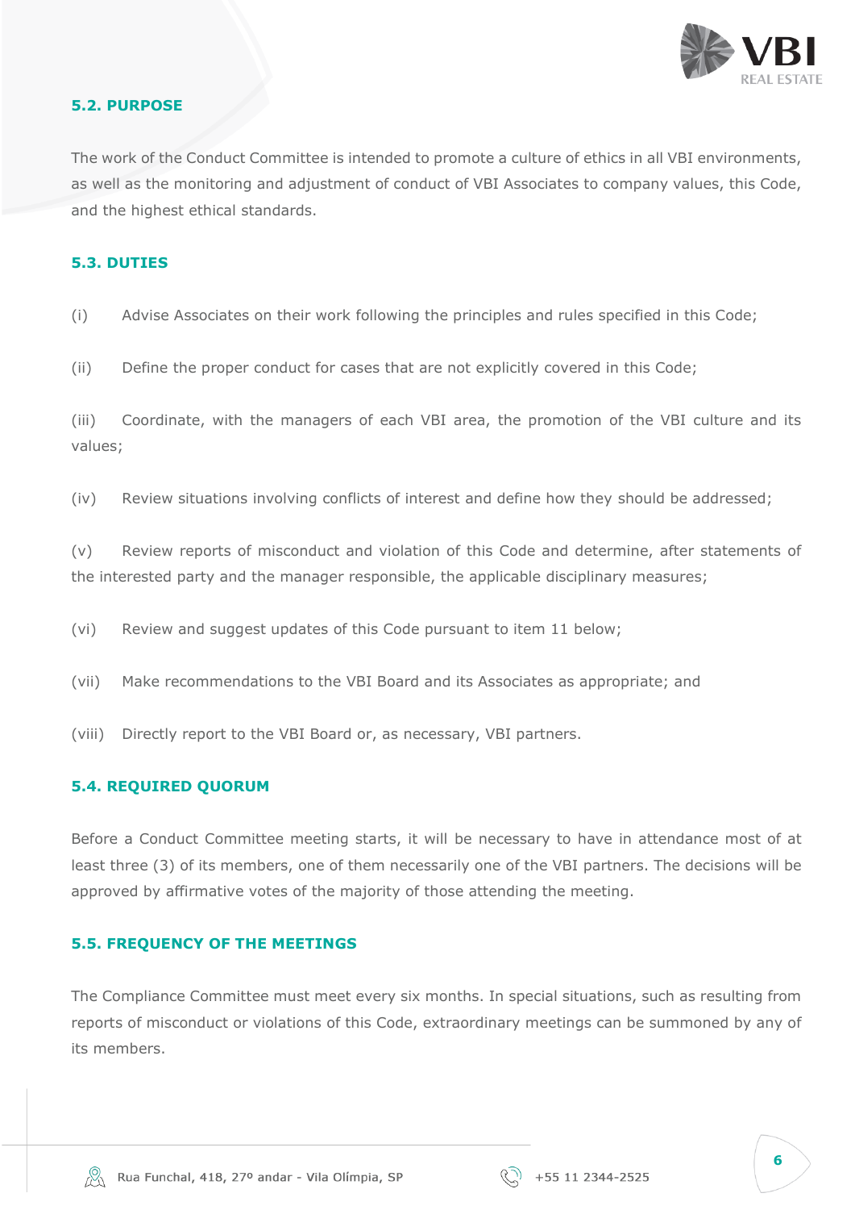### 5.2. PURPOSE

The work of the Conduct Committee is intended to promote a culture of ethics in all VBI environments, as well as the monitoring and adjustment of conduct of VBI Associates to company values, this Code, and the highest ethical standards.

### 5.3. DUTIES

(i) Advise Associates on their work following the principles and rules specified in this Code;

(ii) Define the proper conduct for cases that are not explicitly covered in this Code;

(iii) Coordinate, with the managers of each VBI area, the promotion of the VBI culture and its values;

(iv) Review situations involving conflicts of interest and define how they should be addressed;

(v) Review reports of misconduct and violation of this Code and determine, after statements of the interested party and the manager responsible, the applicable disciplinary measures;

(vi) Review and suggest updates of this Code pursuant to item 11 below;

(vii) Make recommendations to the VBI Board and its Associates as appropriate; and

(viii) Directly report to the VBI Board or, as necessary, VBI partners.

### 5.4. REQUIRED QUORUM

Before a Conduct Committee meeting starts, it will be necessary to have in attendance most of at least three (3) of its members, one of them necessarily one of the VBI partners. The decisions will be approved by affirmative votes of the majority of those attending the meeting.

### 5.5. FREQUENCY OF THE MEETINGS

The Compliance Committee must meet every six months. In special situations, such as resulting from reports of misconduct or violations of this Code, extraordinary meetings can be summoned by any of its members.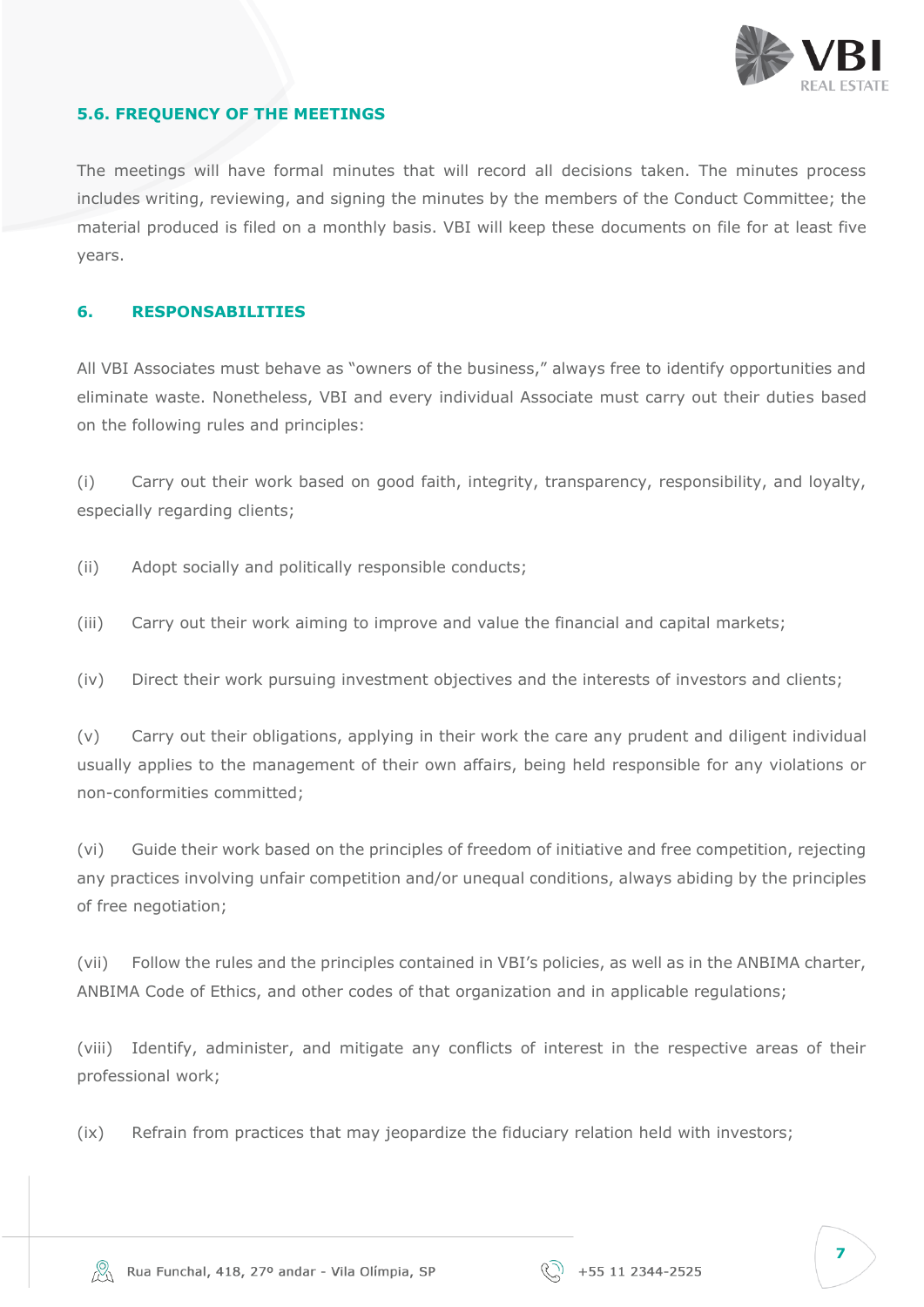### 5.6. FREQUENCY OF THE MEETINGS

The meetings will have formal minutes that will record all decisions taken. The minutes process includes writing, reviewing, and signing the minutes by the members of the Conduct Committee; the material produced is filed on a monthly basis. VBI will keep these documents on file for at least five years.

## 6. RESPONSABILITIES

All VBI Associates must behave as "owners of the business," always free to identify opportunities and eliminate waste. Nonetheless, VBI and every individual Associate must carry out their duties based on the following rules and principles:

(i) Carry out their work based on good faith, integrity, transparency, responsibility, and loyalty, especially regarding clients;

(ii) Adopt socially and politically responsible conducts;

(iii) Carry out their work aiming to improve and value the financial and capital markets;

(iv) Direct their work pursuing investment objectives and the interests of investors and clients;

(v) Carry out their obligations, applying in their work the care any prudent and diligent individual usually applies to the management of their own affairs, being held responsible for any violations or non-conformities committed;

(vi) Guide their work based on the principles of freedom of initiative and free competition, rejecting any practices involving unfair competition and/or unequal conditions, always abiding by the principles of free negotiation;

(vii) Follow the rules and the principles contained in VBI's policies, as well as in the ANBIMA charter, ANBIMA Code of Ethics, and other codes of that organization and in applicable regulations;

(viii) Identify, administer, and mitigate any conflicts of interest in the respective areas of their professional work;

(ix) Refrain from practices that may jeopardize the fiduciary relation held with investors;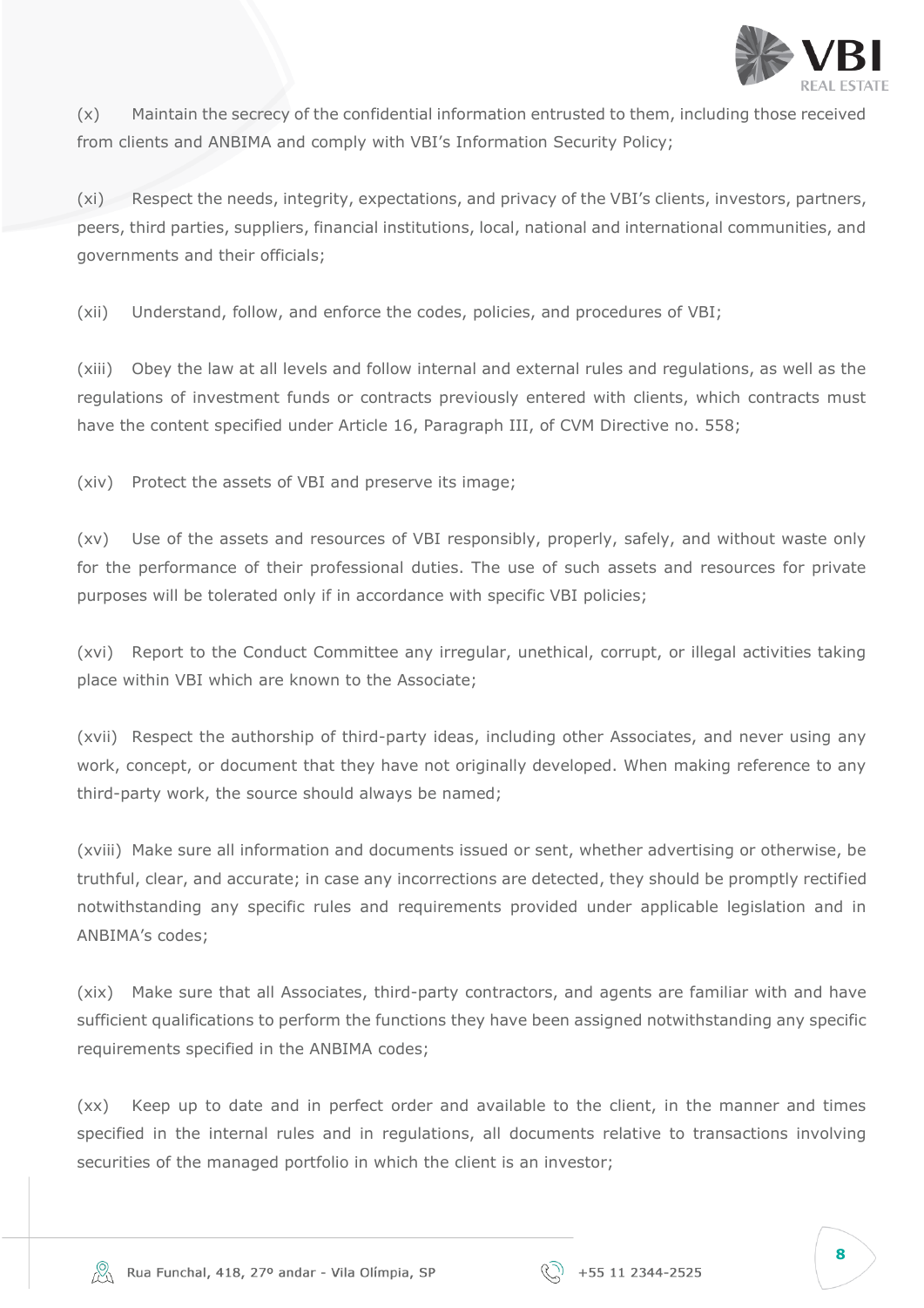(x) Maintain the secrecy of the confidential information entrusted to them, including those received from clients and ANBIMA and comply with VBI's Information Security Policy;

(xi) Respect the needs, integrity, expectations, and privacy of the VBI's clients, investors, partners, peers, third parties, suppliers, financial institutions, local, national and international communities, and governments and their officials;

(xii) Understand, follow, and enforce the codes, policies, and procedures of VBI;

(xiii) Obey the law at all levels and follow internal and external rules and regulations, as well as the regulations of investment funds or contracts previously entered with clients, which contracts must have the content specified under Article 16, Paragraph III, of CVM Directive no. 558;

(xiv) Protect the assets of VBI and preserve its image;

(xv) Use of the assets and resources of VBI responsibly, properly, safely, and without waste only for the performance of their professional duties. The use of such assets and resources for private purposes will be tolerated only if in accordance with specific VBI policies;

(xvi) Report to the Conduct Committee any irregular, unethical, corrupt, or illegal activities taking place within VBI which are known to the Associate;

(xvii) Respect the authorship of third-party ideas, including other Associates, and never using any work, concept, or document that they have not originally developed. When making reference to any third-party work, the source should always be named;

(xviii) Make sure all information and documents issued or sent, whether advertising or otherwise, be truthful, clear, and accurate; in case any incorrections are detected, they should be promptly rectified notwithstanding any specific rules and requirements provided under applicable legislation and in ANBIMA's codes;

(xix) Make sure that all Associates, third-party contractors, and agents are familiar with and have sufficient qualifications to perform the functions they have been assigned notwithstanding any specific requirements specified in the ANBIMA codes;

(xx) Keep up to date and in perfect order and available to the client, in the manner and times specified in the internal rules and in regulations, all documents relative to transactions involving securities of the managed portfolio in which the client is an investor;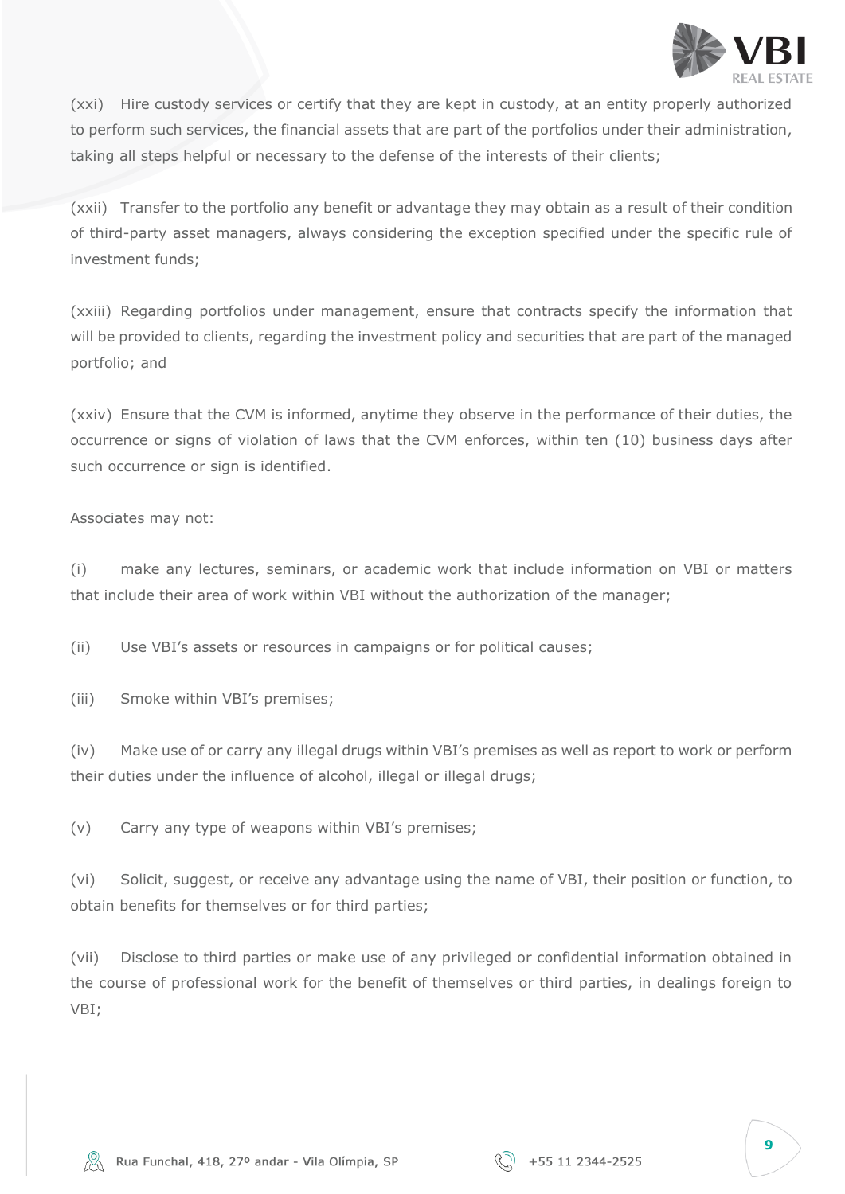(xxi) Hire custody services or certify that they are kept in custody, at an entity properly authorized to perform such services, the financial assets that are part of the portfolios under their administration, taking all steps helpful or necessary to the defense of the interests of their clients;

(xxii) Transfer to the portfolio any benefit or advantage they may obtain as a result of their condition of third-party asset managers, always considering the exception specified under the specific rule of investment funds;

(xxiii) Regarding portfolios under management, ensure that contracts specify the information that will be provided to clients, regarding the investment policy and securities that are part of the managed portfolio; and

(xxiv) Ensure that the CVM is informed, anytime they observe in the performance of their duties, the occurrence or signs of violation of laws that the CVM enforces, within ten (10) business days after such occurrence or sign is identified.

Associates may not:

(i) make any lectures, seminars, or academic work that include information on VBI or matters that include their area of work within VBI without the authorization of the manager;

(ii) Use VBI's assets or resources in campaigns or for political causes;

(iii) Smoke within VBI's premises;

(iv) Make use of or carry any illegal drugs within VBI's premises as well as report to work or perform their duties under the influence of alcohol, illegal or illegal drugs;

(v) Carry any type of weapons within VBI's premises;

(vi) Solicit, suggest, or receive any advantage using the name of VBI, their position or function, to obtain benefits for themselves or for third parties;

(vii) Disclose to third parties or make use of any privileged or confidential information obtained in the course of professional work for the benefit of themselves or third parties, in dealings foreign to VBI;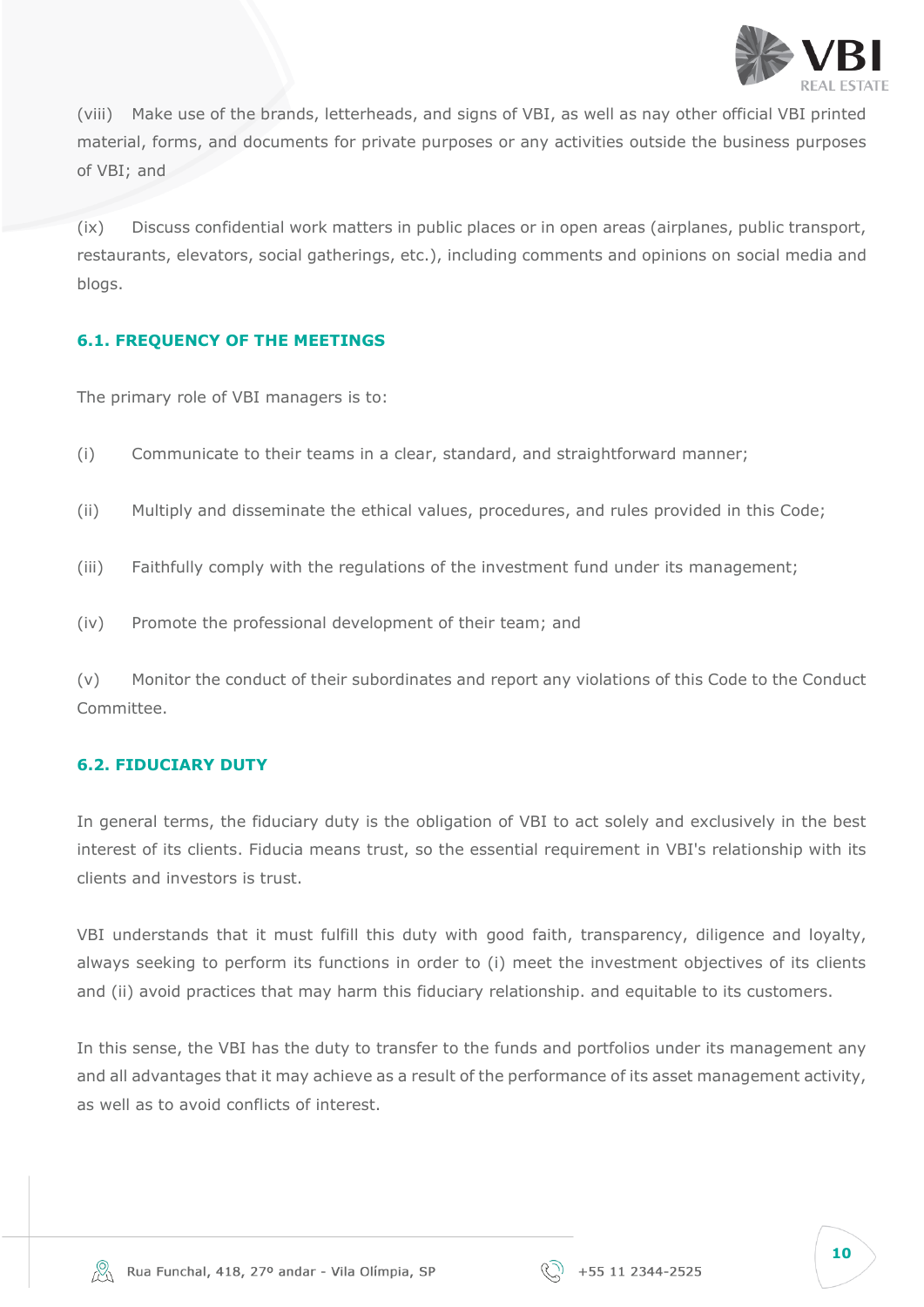(viii) Make use of the brands, letterheads, and signs of VBI, as well as nay other official VBI printed material, forms, and documents for private purposes or any activities outside the business purposes of VBI; and

(ix) Discuss confidential work matters in public places or in open areas (airplanes, public transport, restaurants, elevators, social gatherings, etc.), including comments and opinions on social media and blogs.

### 6.1. FREQUENCY OF THE MEETINGS

The primary role of VBI managers is to:

(i) Communicate to their teams in a clear, standard, and straightforward manner;

(ii) Multiply and disseminate the ethical values, procedures, and rules provided in this Code;

(iii) Faithfully comply with the regulations of the investment fund under its management;

(iv) Promote the professional development of their team; and

(v) Monitor the conduct of their subordinates and report any violations of this Code to the Conduct Committee.

### 6.2. FIDUCIARY DUTY

In general terms, the fiduciary duty is the obligation of VBI to act solely and exclusively in the best interest of its clients. Fiducia means trust, so the essential requirement in VBI's relationship with its clients and investors is trust.

VBI understands that it must fulfill this duty with good faith, transparency, diligence and loyalty, always seeking to perform its functions in order to (i) meet the investment objectives of its clients and (ii) avoid practices that may harm this fiduciary relationship. and equitable to its customers.

In this sense, the VBI has the duty to transfer to the funds and portfolios under its management any and all advantages that it may achieve as a result of the performance of its asset management activity, as well as to avoid conflicts of interest.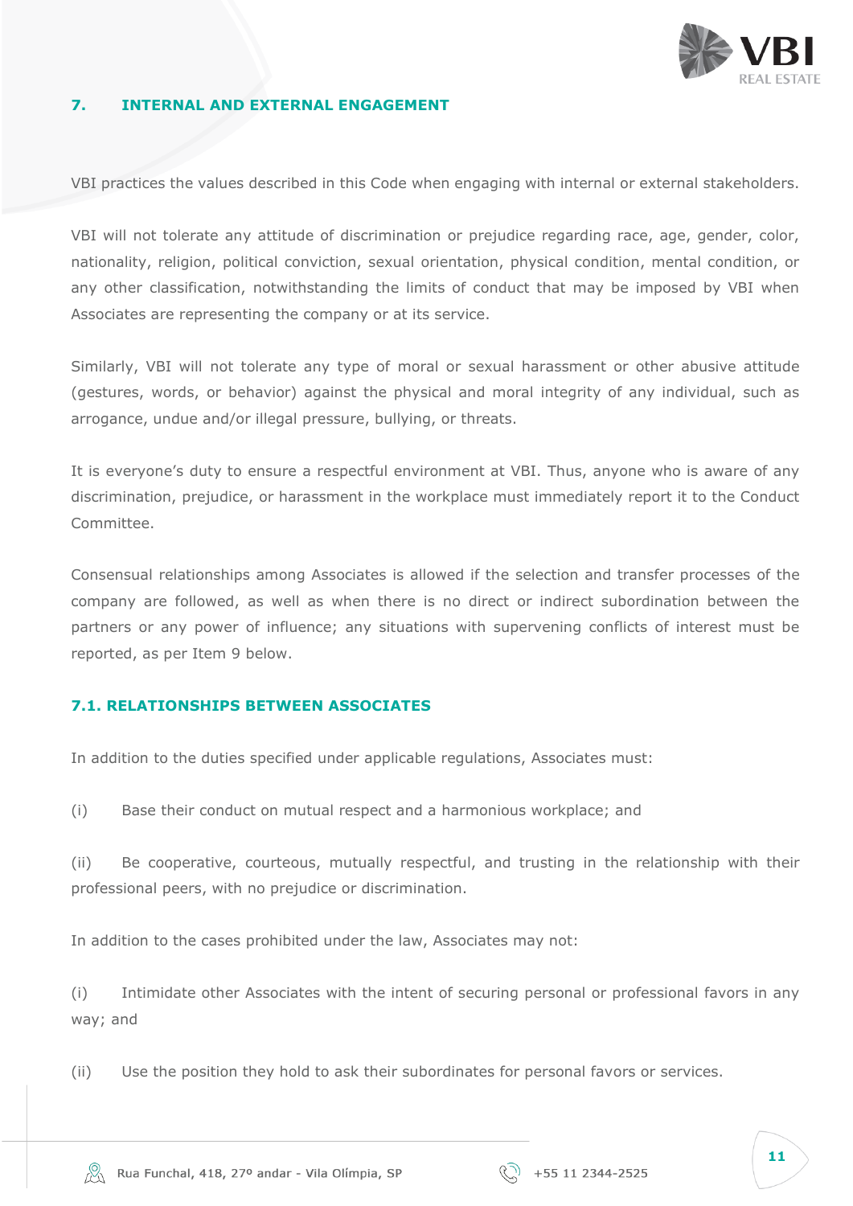## 7. INTERNAL AND EXTERNAL ENGAGEMENT

VBI practices the values described in this Code when engaging with internal or external stakeholders.

VBI will not tolerate any attitude of discrimination or prejudice regarding race, age, gender, color, nationality, religion, political conviction, sexual orientation, physical condition, mental condition, or any other classification, notwithstanding the limits of conduct that may be imposed by VBI when Associates are representing the company or at its service.

Similarly, VBI will not tolerate any type of moral or sexual harassment or other abusive attitude (gestures, words, or behavior) against the physical and moral integrity of any individual, such as arrogance, undue and/or illegal pressure, bullying, or threats.

It is everyone's duty to ensure a respectful environment at VBI. Thus, anyone who is aware of any discrimination, prejudice, or harassment in the workplace must immediately report it to the Conduct Committee.

Consensual relationships among Associates is allowed if the selection and transfer processes of the company are followed, as well as when there is no direct or indirect subordination between the partners or any power of influence; any situations with supervening conflicts of interest must be reported, as per Item 9 below.

### 7.1. RELATIONSHIPS BETWEEN ASSOCIATES

In addition to the duties specified under applicable regulations, Associates must:

(i) Base their conduct on mutual respect and a harmonious workplace; and

(ii) Be cooperative, courteous, mutually respectful, and trusting in the relationship with their professional peers, with no prejudice or discrimination.

In addition to the cases prohibited under the law, Associates may not:

(i) Intimidate other Associates with the intent of securing personal or professional favors in any way; and

(ii) Use the position they hold to ask their subordinates for personal favors or services.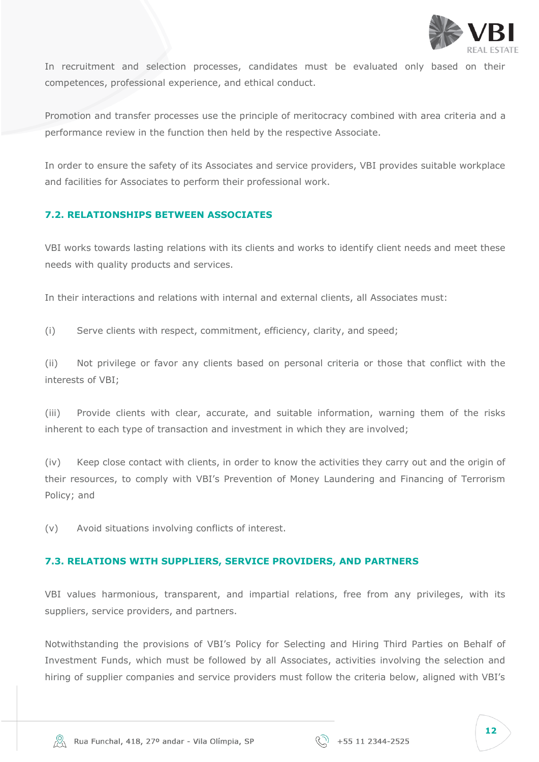In recruitment and selection processes, candidates must be evaluated only based on their competences, professional experience, and ethical conduct.

Promotion and transfer processes use the principle of meritocracy combined with area criteria and a performance review in the function then held by the respective Associate.

In order to ensure the safety of its Associates and service providers, VBI provides suitable workplace and facilities for Associates to perform their professional work.

### 7.2. RELATIONSHIPS BETWEEN ASSOCIATES

VBI works towards lasting relations with its clients and works to identify client needs and meet these needs with quality products and services.

In their interactions and relations with internal and external clients, all Associates must:

(i) Serve clients with respect, commitment, efficiency, clarity, and speed;

(ii) Not privilege or favor any clients based on personal criteria or those that conflict with the interests of VBI;

(iii) Provide clients with clear, accurate, and suitable information, warning them of the risks inherent to each type of transaction and investment in which they are involved;

(iv) Keep close contact with clients, in order to know the activities they carry out and the origin of their resources, to comply with VBI's Prevention of Money Laundering and Financing of Terrorism Policy; and

(v) Avoid situations involving conflicts of interest.

### 7.3. RELATIONS WITH SUPPLIERS, SERVICE PROVIDERS, AND PARTNERS

VBI values harmonious, transparent, and impartial relations, free from any privileges, with its suppliers, service providers, and partners.

Notwithstanding the provisions of VBI's Policy for Selecting and Hiring Third Parties on Behalf of Investment Funds, which must be followed by all Associates, activities involving the selection and hiring of supplier companies and service providers must follow the criteria below, aligned with VBI's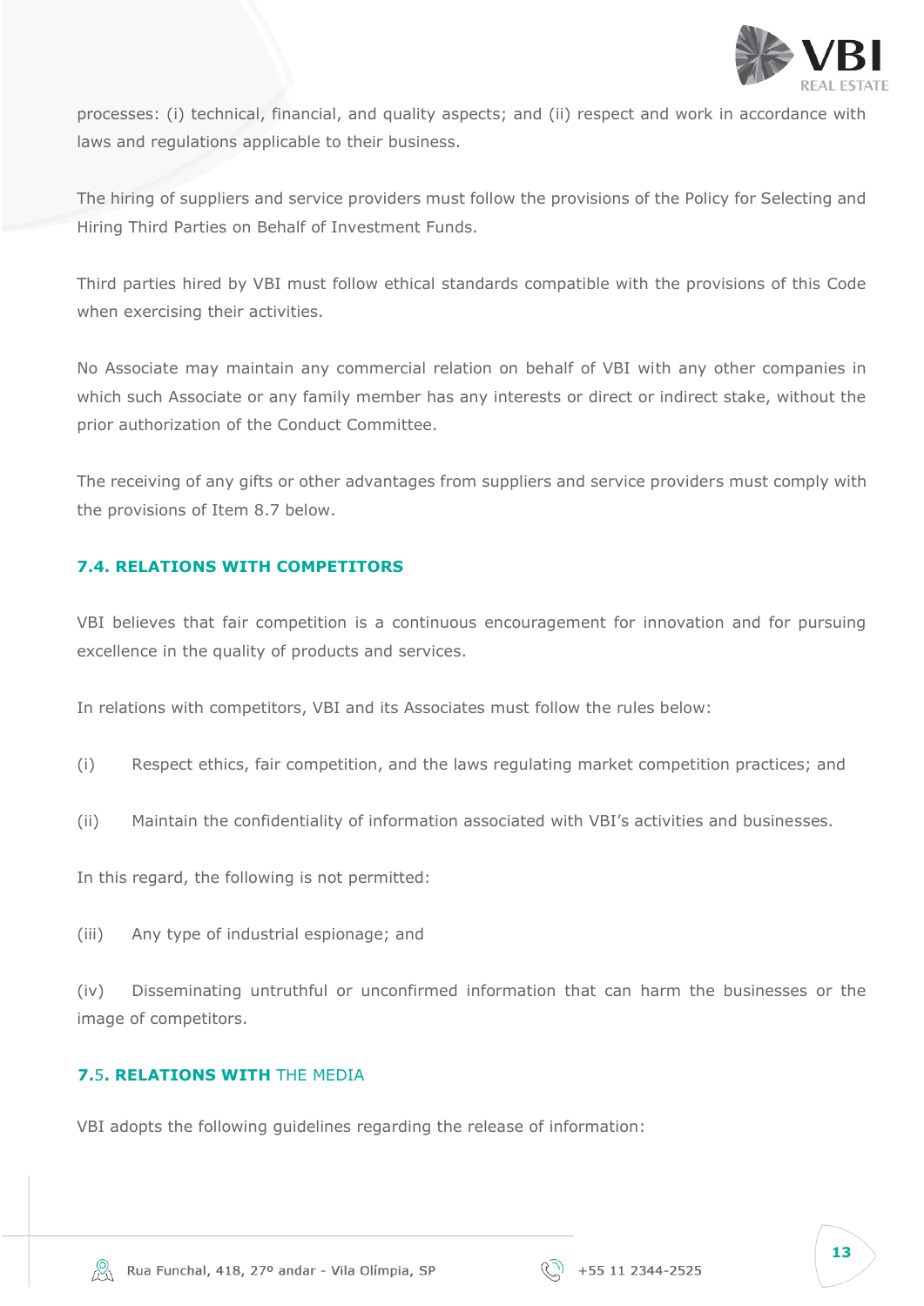processes: (i) technical, financial, and quality aspects; and (ii) respect and work in accordance with laws and regulations applicable to their business.

The hiring of suppliers and service providers must follow the provisions of the Policy for Selecting and Hiring Third Parties on Behalf of Investment Funds.

Third parties hired by VBI must follow ethical standards compatible with the provisions of this Code when exercising their activities.

No Associate may maintain any commercial relation on behalf of VBI with any other companies in which such Associate or any family member has any interests or direct or indirect stake, without the prior authorization of the Conduct Committee.

The receiving of any gifts or other advantages from suppliers and service providers must comply with the provisions of Item 8.7 below.

## 7.4. RELATIONS WITH COMPETITORS

VBI believes that fair competition is a continuous encouragement for innovation and for pursuing excellence in the quality of products and services.

In relations with competitors, VBI and its Associates must follow the rules below:

(i) Respect ethics, fair competition, and the laws regulating market competition practices; and

(ii) Maintain the confidentiality of information associated with VBI's activities and businesses.

In this regard, the following is not permitted:

(iii) Any type of industrial espionage; and

(iv) Disseminating untruthful or unconfirmed information that can harm the businesses or the image of competitors.

## 7.5. RELATIONS WITH THE MEDIA

VBI adopts the following guidelines regarding the release of information: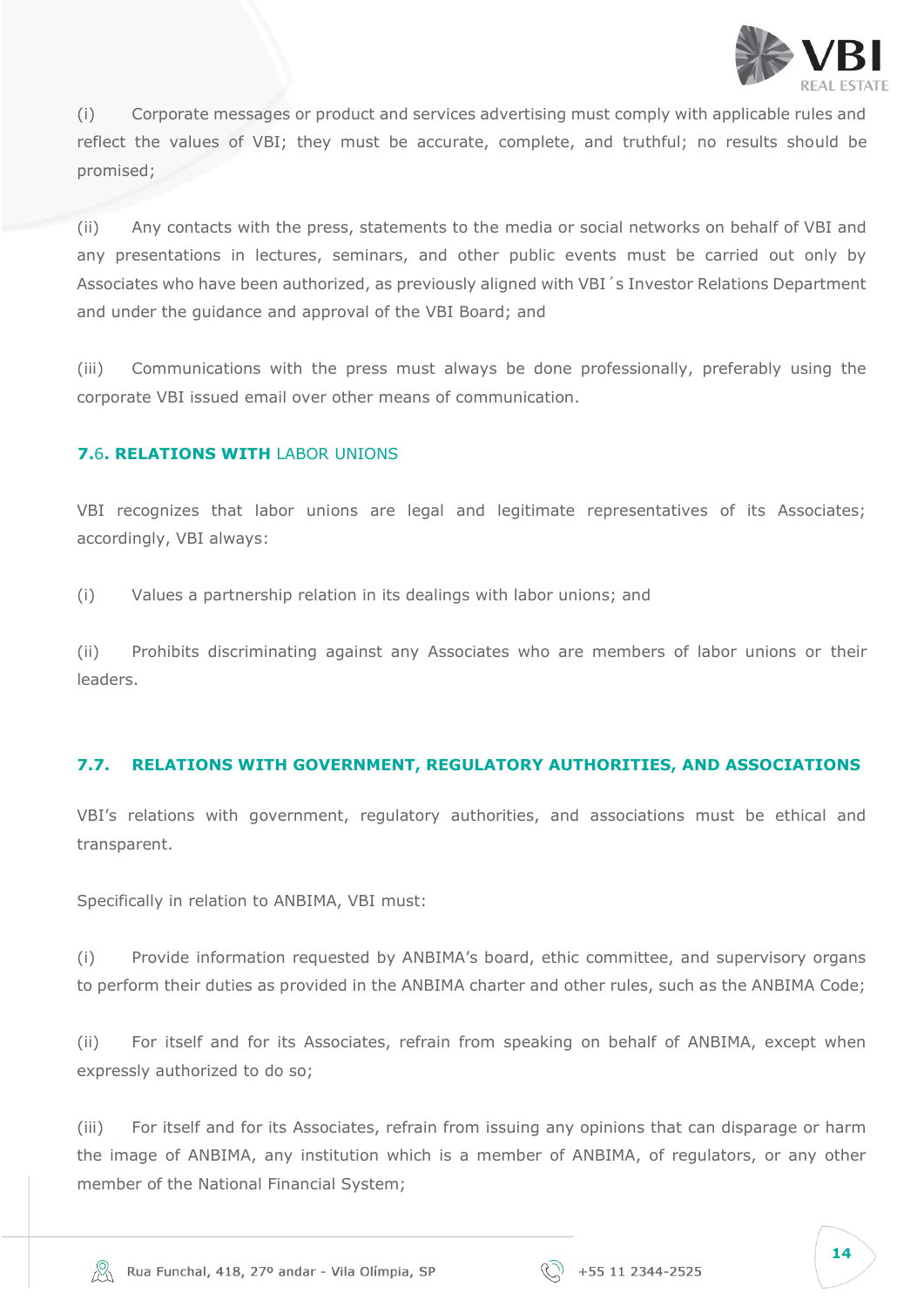(i) Corporate messages or product and services advertising must comply with applicable rules and reflect the values of VBI; they must be accurate, complete, and truthful; no results should be promised;

(ii) Any contacts with the press, statements to the media or social networks on behalf of VBI and any presentations in lectures, seminars, and other public events must be carried out only by Associates who have been authorized, as previously aligned with VBI´s Investor Relations Department and under the guidance and approval of the VBI Board; and

(iii) Communications with the press must always be done professionally, preferably using the corporate VBI issued email over other means of communication.

### 7.6. RELATIONS WITH LABOR UNIONS

VBI recognizes that labor unions are legal and legitimate representatives of its Associates; accordingly, VBI always:

(i) Values a partnership relation in its dealings with labor unions; and

(ii) Prohibits discriminating against any Associates who are members of labor unions or their leaders.

### 7.7. RELATIONS WITH GOVERNMENT, REGULATORY AUTHORITIES, AND ASSOCIATIONS

VBI's relations with government, regulatory authorities, and associations must be ethical and transparent.

Specifically in relation to ANBIMA, VBI must:

(i) Provide information requested by ANBIMA's board, ethic committee, and supervisory organs to perform their duties as provided in the ANBIMA charter and other rules, such as the ANBIMA Code;

(ii) For itself and for its Associates, refrain from speaking on behalf of ANBIMA, except when expressly authorized to do so;

(iii) For itself and for its Associates, refrain from issuing any opinions that can disparage or harm the image of ANBIMA, any institution which is a member of ANBIMA, of regulators, or any other member of the National Financial System;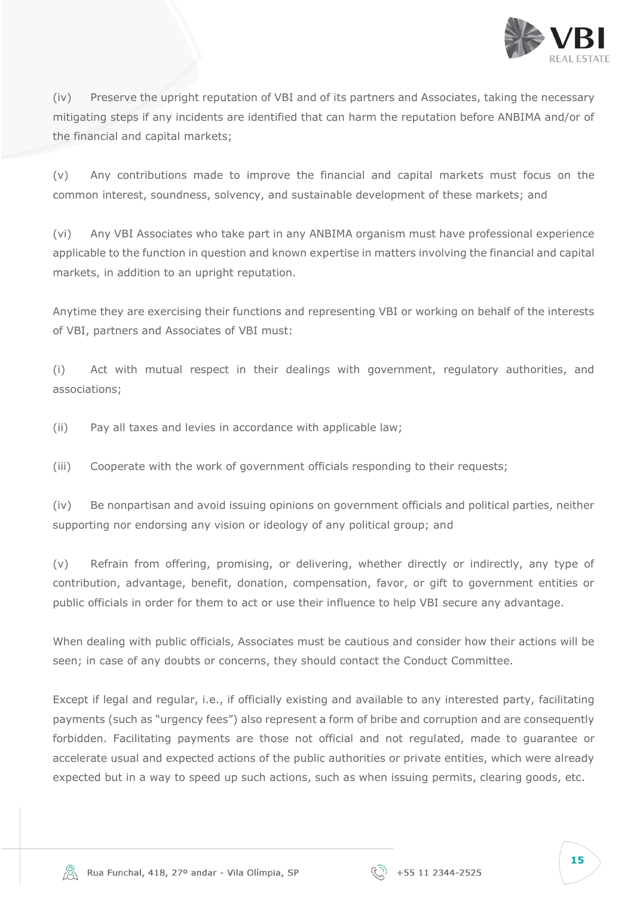(iv) Preserve the upright reputation of VBI and of its partners and Associates, taking the necessary mitigating steps if any incidents are identified that can harm the reputation before ANBIMA and/or of the financial and capital markets;

(v) Any contributions made to improve the financial and capital markets must focus on the common interest, soundness, solvency, and sustainable development of these markets; and

(vi) Any VBI Associates who take part in any ANBIMA organism must have professional experience applicable to the function in question and known expertise in matters involving the financial and capital markets, in addition to an upright reputation.

Anytime they are exercising their functions and representing VBI or working on behalf of the interests of VBI, partners and Associates of VBI must:

(i) Act with mutual respect in their dealings with government, regulatory authorities, and associations;

(ii) Pay all taxes and levies in accordance with applicable law;

(iii) Cooperate with the work of government officials responding to their requests;

(iv) Be nonpartisan and avoid issuing opinions on government officials and political parties, neither supporting nor endorsing any vision or ideology of any political group; and

(v) Refrain from offering, promising, or delivering, whether directly or indirectly, any type of contribution, advantage, benefit, donation, compensation, favor, or gift to government entities or public officials in order for them to act or use their influence to help VBI secure any advantage.

When dealing with public officials, Associates must be cautious and consider how their actions will be seen; in case of any doubts or concerns, they should contact the Conduct Committee.

Except if legal and regular, i.e., if officially existing and available to any interested party, facilitating payments (such as "urgency fees") also represent a form of bribe and corruption and are consequently forbidden. Facilitating payments are those not official and not regulated, made to guarantee or accelerate usual and expected actions of the public authorities or private entities, which were already expected but in a way to speed up such actions, such as when issuing permits, clearing goods, etc.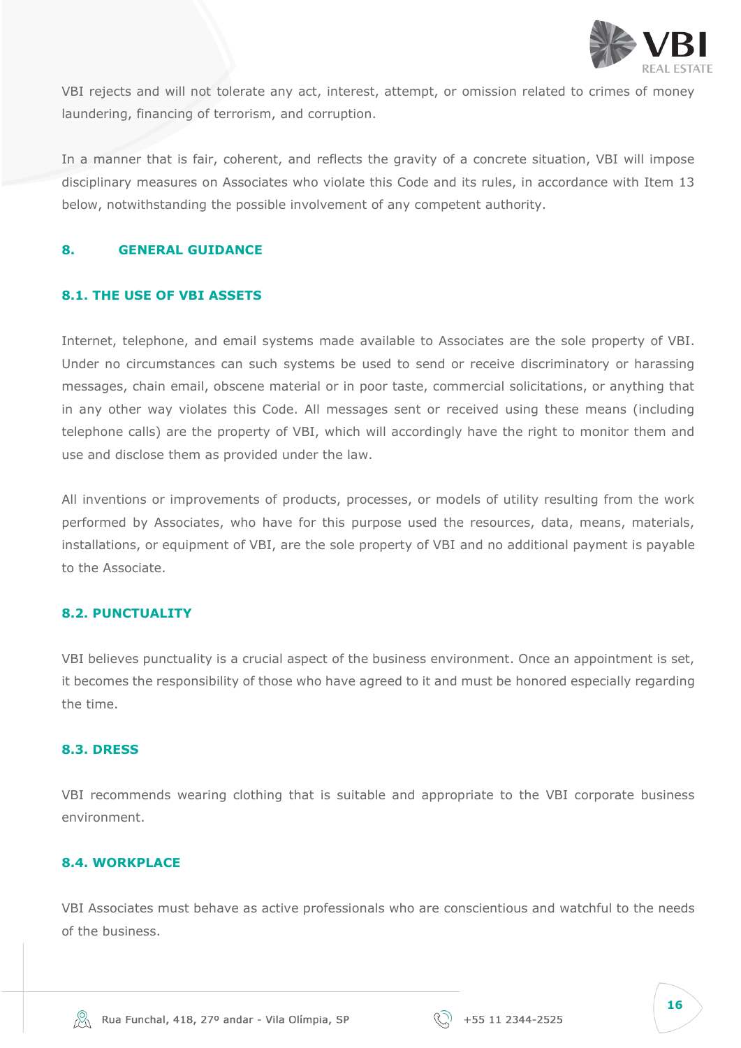VBI rejects and will not tolerate any act, interest, attempt, or omission related to crimes of money laundering, financing of terrorism, and corruption.

In a manner that is fair, coherent, and reflects the gravity of a concrete situation, VBI will impose disciplinary measures on Associates who violate this Code and its rules, in accordance with Item 13 below, notwithstanding the possible involvement of any competent authority.

## 8. GENERAL GUIDANCE

### 8.1. THE USE OF VBI ASSETS

Internet, telephone, and email systems made available to Associates are the sole property of VBI. Under no circumstances can such systems be used to send or receive discriminatory or harassing messages, chain email, obscene material or in poor taste, commercial solicitations, or anything that in any other way violates this Code. All messages sent or received using these means (including telephone calls) are the property of VBI, which will accordingly have the right to monitor them and use and disclose them as provided under the law.

All inventions or improvements of products, processes, or models of utility resulting from the work performed by Associates, who have for this purpose used the resources, data, means, materials, installations, or equipment of VBI, are the sole property of VBI and no additional payment is payable to the Associate.

### 8.2. PUNCTUALITY

VBI believes punctuality is a crucial aspect of the business environment. Once an appointment is set, it becomes the responsibility of those who have agreed to it and must be honored especially regarding the time.

### 8.3. DRESS

VBI recommends wearing clothing that is suitable and appropriate to the VBI corporate business environment.

### 8.4. WORKPLACE

VBI Associates must behave as active professionals who are conscientious and watchful to the needs of the business.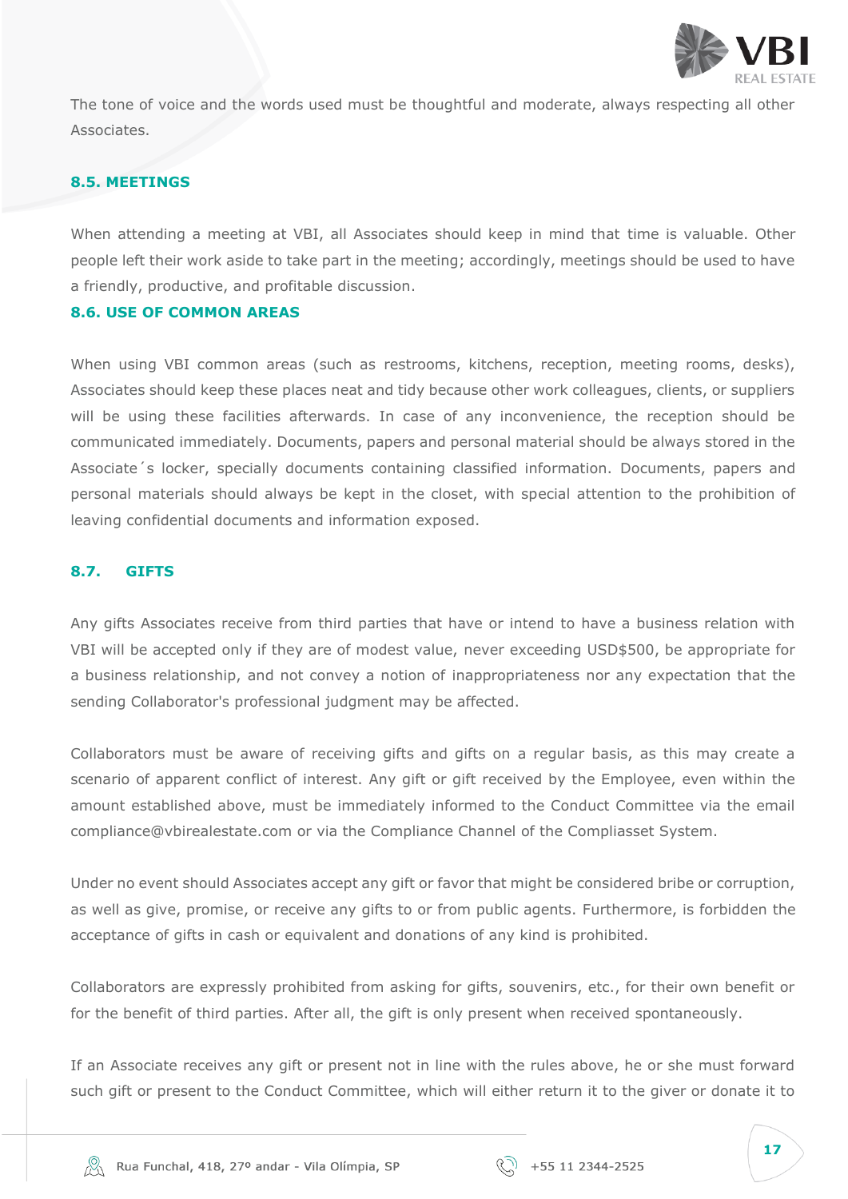The tone of voice and the words used must be thoughtful and moderate, always respecting all other Associates.

### 8.5. MEETINGS

When attending a meeting at VBI, all Associates should keep in mind that time is valuable. Other people left their work aside to take part in the meeting; accordingly, meetings should be used to have a friendly, productive, and profitable discussion.

### 8.6. USE OF COMMON AREAS

When using VBI common areas (such as restrooms, kitchens, reception, meeting rooms, desks), Associates should keep these places neat and tidy because other work colleagues, clients, or suppliers will be using these facilities afterwards. In case of any inconvenience, the reception should be communicated immediately. Documents, papers and personal material should be always stored in the Associate´s locker, specially documents containing classified information. Documents, papers and personal materials should always be kept in the closet, with special attention to the prohibition of leaving confidential documents and information exposed.

### 8.7. GIFTS

Any gifts Associates receive from third parties that have or intend to have a business relation with VBI will be accepted only if they are of modest value, never exceeding USD$500, be appropriate for a business relationship, and not convey a notion of inappropriateness nor any expectation that the sending Collaborator's professional judgment may be affected.

Collaborators must be aware of receiving gifts and gifts on a regular basis, as this may create a scenario of apparent conflict of interest. Any gift or gift received by the Employee, even within the amount established above, must be immediately informed to the Conduct Committee via the email compliance@vbirealestate.com or via the Compliance Channel of the Compliasset System.

Under no event should Associates accept any gift or favor that might be considered bribe or corruption, as well as give, promise, or receive any gifts to or from public agents. Furthermore, is forbidden the acceptance of gifts in cash or equivalent and donations of any kind is prohibited.

Collaborators are expressly prohibited from asking for gifts, souvenirs, etc., for their own benefit or for the benefit of third parties. After all, the gift is only present when received spontaneously.

If an Associate receives any gift or present not in line with the rules above, he or she must forward such gift or present to the Conduct Committee, which will either return it to the giver or donate it to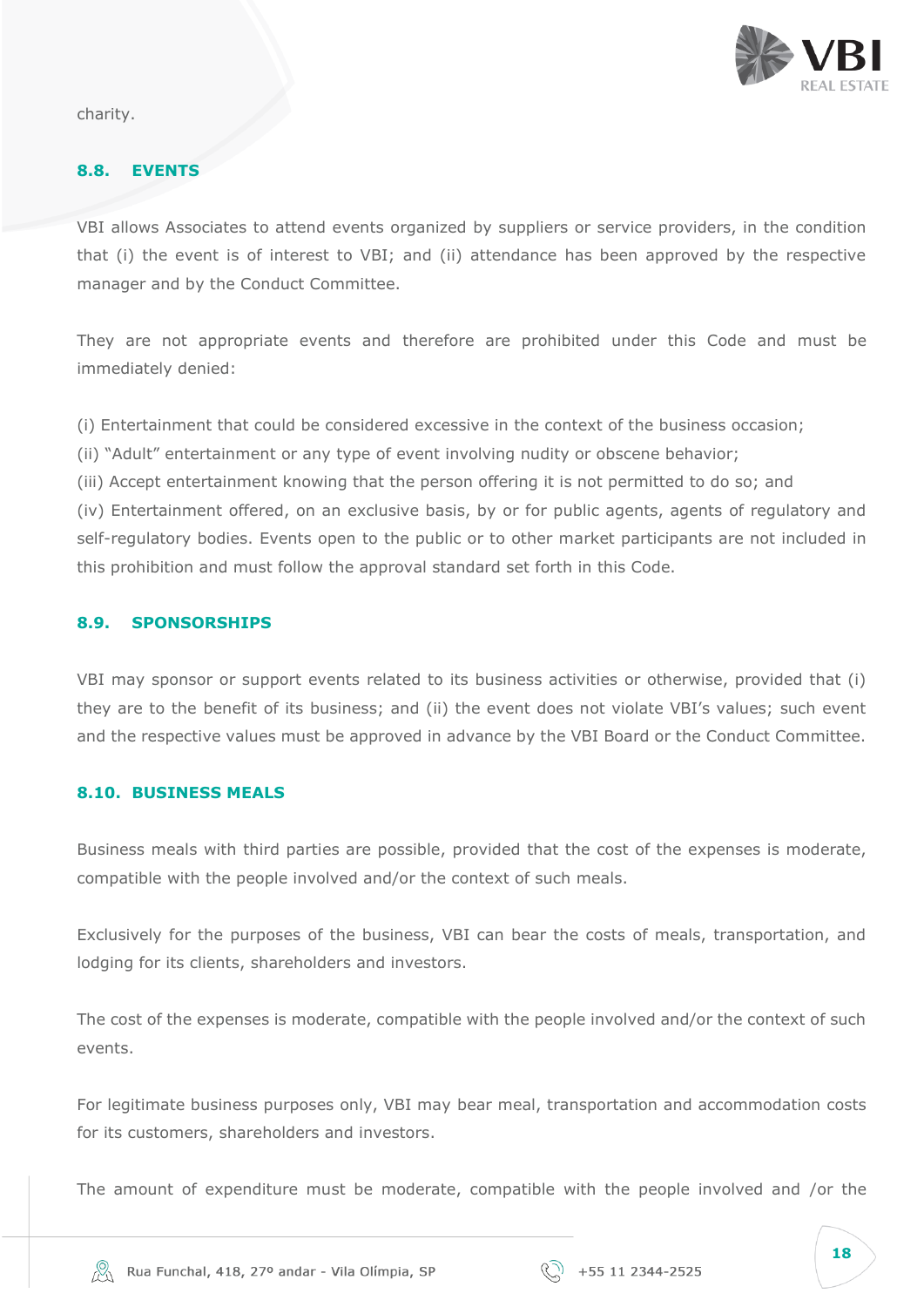charity.

### 8.8. EVENTS

VBI allows Associates to attend events organized by suppliers or service providers, in the condition that (i) the event is of interest to VBI; and (ii) attendance has been approved by the respective manager and by the Conduct Committee.

They are not appropriate events and therefore are prohibited under this Code and must be immediately denied:

(i) Entertainment that could be considered excessive in the context of the business occasion;
(ii) "Adult" entertainment or any type of event involving nudity or obscene behavior;
(iii) Accept entertainment knowing that the person offering it is not permitted to do so; and
(iv) Entertainment offered, on an exclusive basis, by or for public agents, agents of regulatory and self-regulatory bodies. Events open to the public or to other market participants are not included in this prohibition and must follow the approval standard set forth in this Code.

### 8.9. SPONSORSHIPS

VBI may sponsor or support events related to its business activities or otherwise, provided that (i) they are to the benefit of its business; and (ii) the event does not violate VBI's values; such event and the respective values must be approved in advance by the VBI Board or the Conduct Committee.

### 8.10. BUSINESS MEALS

Business meals with third parties are possible, provided that the cost of the expenses is moderate, compatible with the people involved and/or the context of such meals.

Exclusively for the purposes of the business, VBI can bear the costs of meals, transportation, and lodging for its clients, shareholders and investors.

The cost of the expenses is moderate, compatible with the people involved and/or the context of such events.

For legitimate business purposes only, VBI may bear meal, transportation and accommodation costs for its customers, shareholders and investors.

The amount of expenditure must be moderate, compatible with the people involved and /or the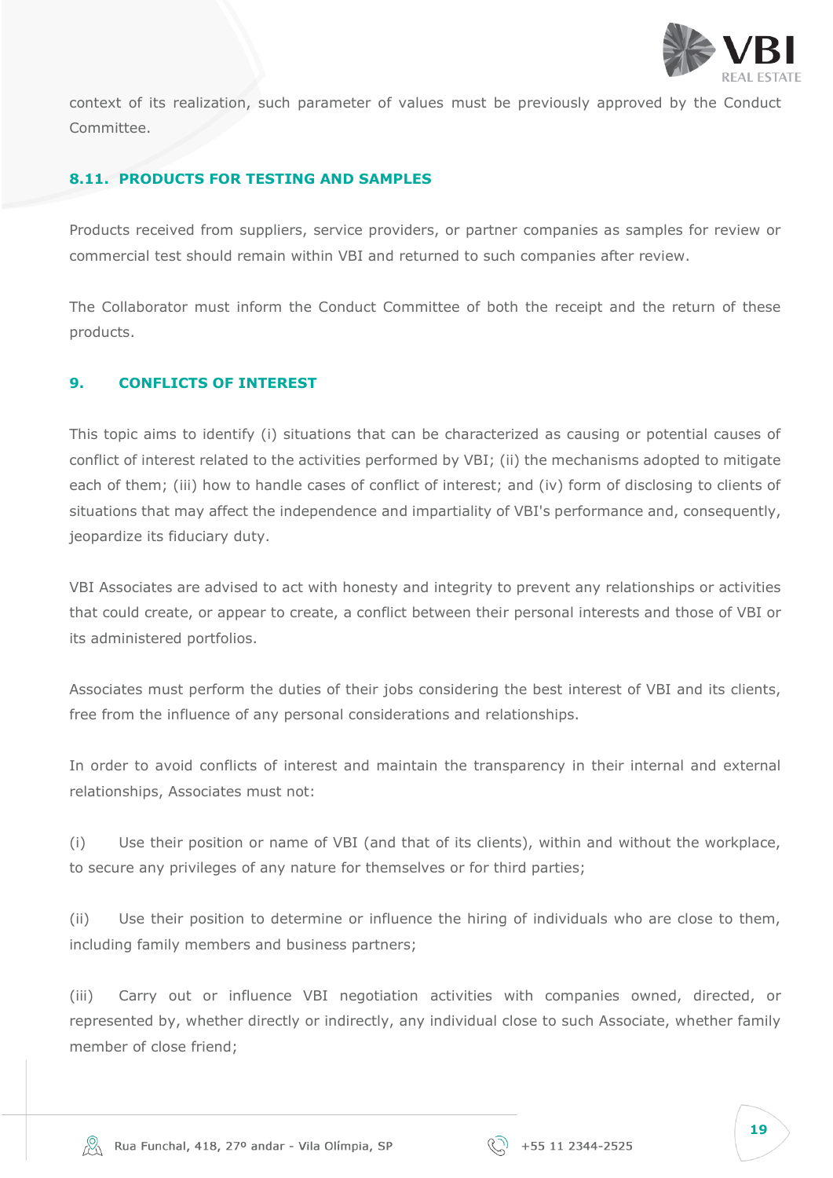context of its realization, such parameter of values must be previously approved by the Conduct Committee.

### 8.11. PRODUCTS FOR TESTING AND SAMPLES

Products received from suppliers, service providers, or partner companies as samples for review or commercial test should remain within VBI and returned to such companies after review.

The Collaborator must inform the Conduct Committee of both the receipt and the return of these products.

## 9. CONFLICTS OF INTEREST

This topic aims to identify (i) situations that can be characterized as causing or potential causes of conflict of interest related to the activities performed by VBI; (ii) the mechanisms adopted to mitigate each of them; (iii) how to handle cases of conflict of interest; and (iv) form of disclosing to clients of situations that may affect the independence and impartiality of VBI's performance and, consequently, jeopardize its fiduciary duty.

VBI Associates are advised to act with honesty and integrity to prevent any relationships or activities that could create, or appear to create, a conflict between their personal interests and those of VBI or its administered portfolios.

Associates must perform the duties of their jobs considering the best interest of VBI and its clients, free from the influence of any personal considerations and relationships.

In order to avoid conflicts of interest and maintain the transparency in their internal and external relationships, Associates must not:

(i) Use their position or name of VBI (and that of its clients), within and without the workplace, to secure any privileges of any nature for themselves or for third parties;

(ii) Use their position to determine or influence the hiring of individuals who are close to them, including family members and business partners;

(iii) Carry out or influence VBI negotiation activities with companies owned, directed, or represented by, whether directly or indirectly, any individual close to such Associate, whether family member of close friend;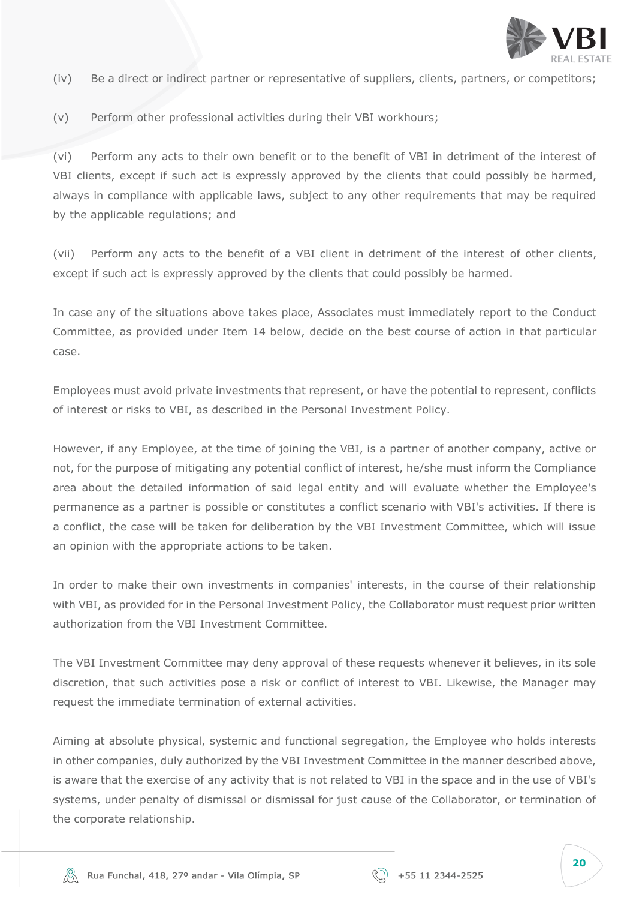(iv) Be a direct or indirect partner or representative of suppliers, clients, partners, or competitors;

(v) Perform other professional activities during their VBI workhours;

(vi) Perform any acts to their own benefit or to the benefit of VBI in detriment of the interest of VBI clients, except if such act is expressly approved by the clients that could possibly be harmed, always in compliance with applicable laws, subject to any other requirements that may be required by the applicable regulations; and

(vii) Perform any acts to the benefit of a VBI client in detriment of the interest of other clients, except if such act is expressly approved by the clients that could possibly be harmed.

In case any of the situations above takes place, Associates must immediately report to the Conduct Committee, as provided under Item 14 below, decide on the best course of action in that particular case.

Employees must avoid private investments that represent, or have the potential to represent, conflicts of interest or risks to VBI, as described in the Personal Investment Policy.

However, if any Employee, at the time of joining the VBI, is a partner of another company, active or not, for the purpose of mitigating any potential conflict of interest, he/she must inform the Compliance area about the detailed information of said legal entity and will evaluate whether the Employee's permanence as a partner is possible or constitutes a conflict scenario with VBI's activities. If there is a conflict, the case will be taken for deliberation by the VBI Investment Committee, which will issue an opinion with the appropriate actions to be taken.

In order to make their own investments in companies' interests, in the course of their relationship with VBI, as provided for in the Personal Investment Policy, the Collaborator must request prior written authorization from the VBI Investment Committee.

The VBI Investment Committee may deny approval of these requests whenever it believes, in its sole discretion, that such activities pose a risk or conflict of interest to VBI. Likewise, the Manager may request the immediate termination of external activities.

Aiming at absolute physical, systemic and functional segregation, the Employee who holds interests in other companies, duly authorized by the VBI Investment Committee in the manner described above, is aware that the exercise of any activity that is not related to VBI in the space and in the use of VBI's systems, under penalty of dismissal or dismissal for just cause of the Collaborator, or termination of the corporate relationship.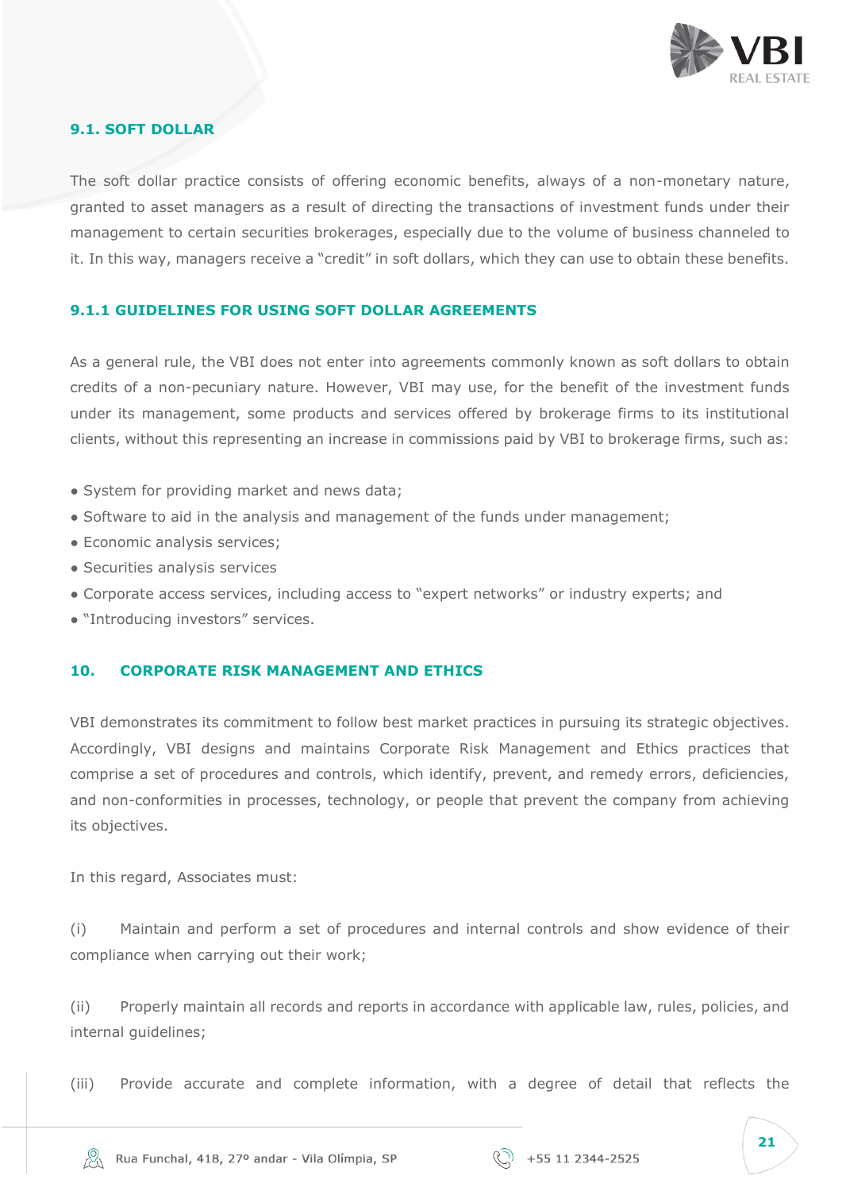### 9.1. SOFT DOLLAR

The soft dollar practice consists of offering economic benefits, always of a non-monetary nature, granted to asset managers as a result of directing the transactions of investment funds under their management to certain securities brokerages, especially due to the volume of business channeled to it. In this way, managers receive a "credit" in soft dollars, which they can use to obtain these benefits.

#### 9.1.1 GUIDELINES FOR USING SOFT DOLLAR AGREEMENTS

As a general rule, the VBI does not enter into agreements commonly known as soft dollars to obtain credits of a non-pecuniary nature. However, VBI may use, for the benefit of the investment funds under its management, some products and services offered by brokerage firms to its institutional clients, without this representing an increase in commissions paid by VBI to brokerage firms, such as:

- System for providing market and news data;
- Software to aid in the analysis and management of the funds under management;
- Economic analysis services;
- Securities analysis services
- Corporate access services, including access to "expert networks" or industry experts; and
- "Introducing investors" services.

## 10. CORPORATE RISK MANAGEMENT AND ETHICS

VBI demonstrates its commitment to follow best market practices in pursuing its strategic objectives. Accordingly, VBI designs and maintains Corporate Risk Management and Ethics practices that comprise a set of procedures and controls, which identify, prevent, and remedy errors, deficiencies, and non-conformities in processes, technology, or people that prevent the company from achieving its objectives.

In this regard, Associates must:

(i) Maintain and perform a set of procedures and internal controls and show evidence of their compliance when carrying out their work;

(ii) Properly maintain all records and reports in accordance with applicable law, rules, policies, and internal guidelines;

(iii) Provide accurate and complete information, with a degree of detail that reflects the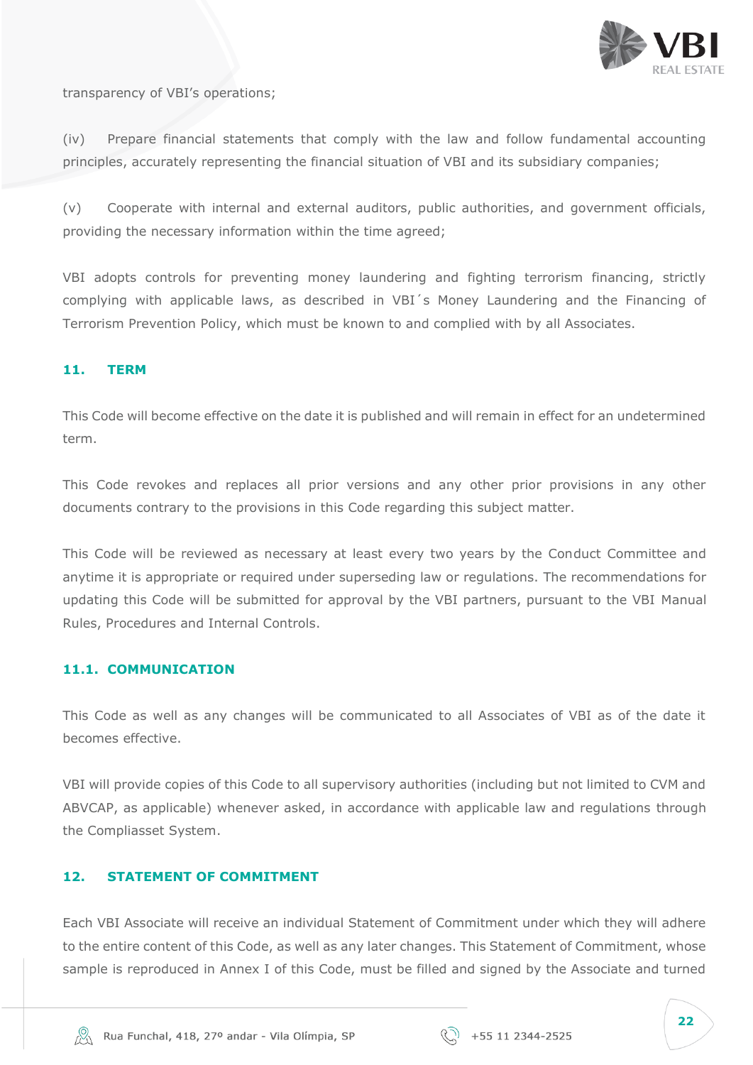transparency of VBI's operations;

(iv) Prepare financial statements that comply with the law and follow fundamental accounting principles, accurately representing the financial situation of VBI and its subsidiary companies;

(v) Cooperate with internal and external auditors, public authorities, and government officials, providing the necessary information within the time agreed;

VBI adopts controls for preventing money laundering and fighting terrorism financing, strictly complying with applicable laws, as described in VBI´s Money Laundering and the Financing of Terrorism Prevention Policy, which must be known to and complied with by all Associates.

## 11. TERM

This Code will become effective on the date it is published and will remain in effect for an undetermined term.

This Code revokes and replaces all prior versions and any other prior provisions in any other documents contrary to the provisions in this Code regarding this subject matter.

This Code will be reviewed as necessary at least every two years by the Conduct Committee and anytime it is appropriate or required under superseding law or regulations. The recommendations for updating this Code will be submitted for approval by the VBI partners, pursuant to the VBI Manual Rules, Procedures and Internal Controls.

### 11.1. COMMUNICATION

This Code as well as any changes will be communicated to all Associates of VBI as of the date it becomes effective.

VBI will provide copies of this Code to all supervisory authorities (including but not limited to CVM and ABVCAP, as applicable) whenever asked, in accordance with applicable law and regulations through the Compliasset System.

## 12. STATEMENT OF COMMITMENT

Each VBI Associate will receive an individual Statement of Commitment under which they will adhere to the entire content of this Code, as well as any later changes. This Statement of Commitment, whose sample is reproduced in Annex I of this Code, must be filled and signed by the Associate and turned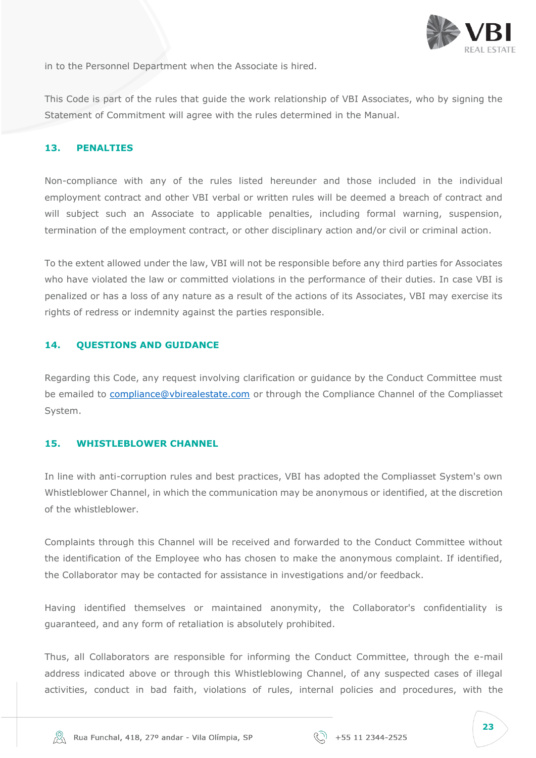in to the Personnel Department when the Associate is hired.

This Code is part of the rules that guide the work relationship of VBI Associates, who by signing the Statement of Commitment will agree with the rules determined in the Manual.

## 13. PENALTIES

Non-compliance with any of the rules listed hereunder and those included in the individual employment contract and other VBI verbal or written rules will be deemed a breach of contract and will subject such an Associate to applicable penalties, including formal warning, suspension, termination of the employment contract, or other disciplinary action and/or civil or criminal action.

To the extent allowed under the law, VBI will not be responsible before any third parties for Associates who have violated the law or committed violations in the performance of their duties. In case VBI is penalized or has a loss of any nature as a result of the actions of its Associates, VBI may exercise its rights of redress or indemnity against the parties responsible.

## 14. QUESTIONS AND GUIDANCE

Regarding this Code, any request involving clarification or guidance by the Conduct Committee must be emailed to compliance@vbirealestate.com or through the Compliance Channel of the Compliasset System.

## 15. WHISTLEBLOWER CHANNEL

In line with anti-corruption rules and best practices, VBI has adopted the Compliasset System's own Whistleblower Channel, in which the communication may be anonymous or identified, at the discretion of the whistleblower.

Complaints through this Channel will be received and forwarded to the Conduct Committee without the identification of the Employee who has chosen to make the anonymous complaint. If identified, the Collaborator may be contacted for assistance in investigations and/or feedback.

Having identified themselves or maintained anonymity, the Collaborator's confidentiality is guaranteed, and any form of retaliation is absolutely prohibited.

Thus, all Collaborators are responsible for informing the Conduct Committee, through the e-mail address indicated above or through this Whistleblowing Channel, of any suspected cases of illegal activities, conduct in bad faith, violations of rules, internal policies and procedures, with the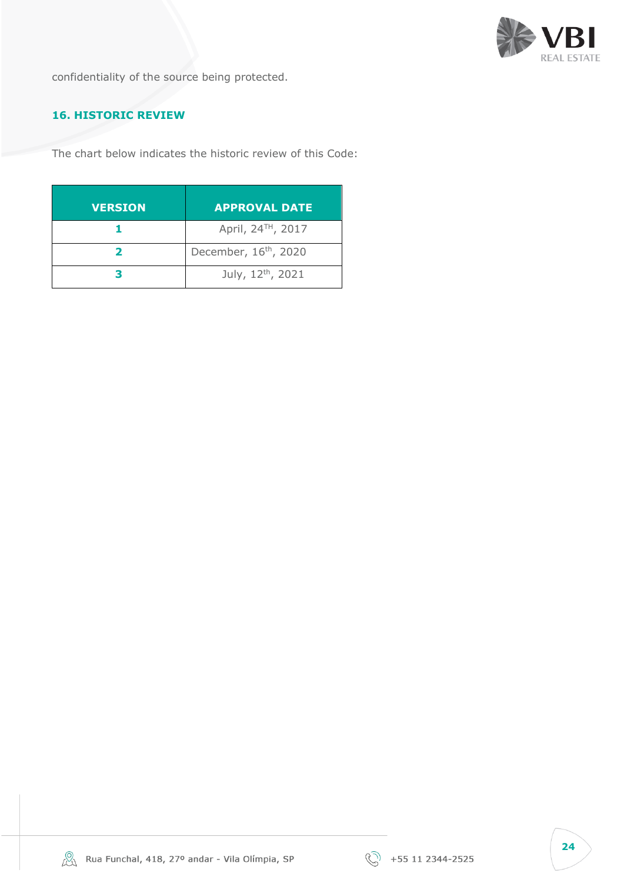confidentiality of the source being protected.

## 16. HISTORIC REVIEW

The chart below indicates the historic review of this Code:

| VERSION | APPROVAL DATE |
|---|---|
| **1** | April, 24TH, 2017 |
| **2** | December, 16th, 2020 |
| **3** | July, 12th, 2021 |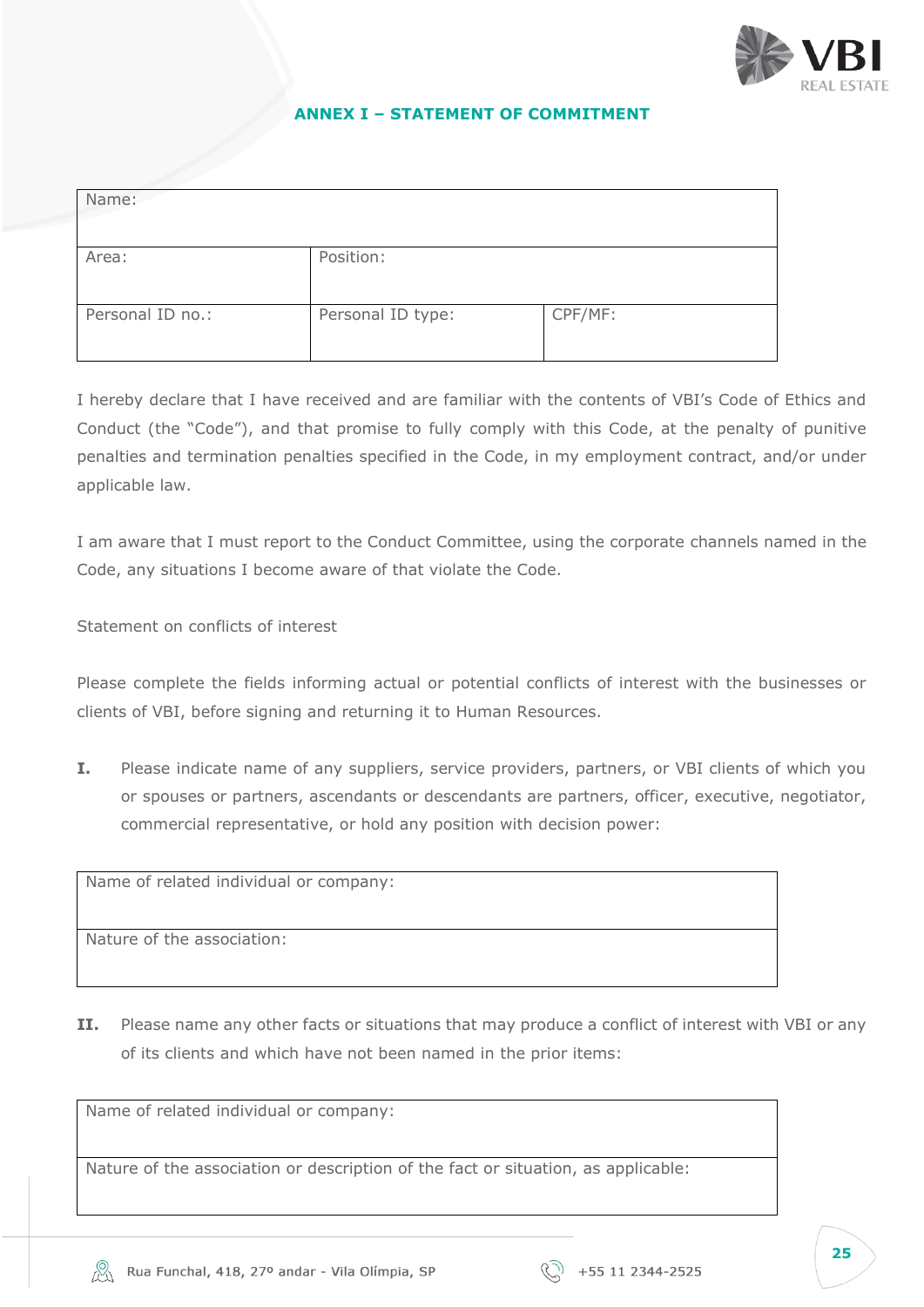## ANNEX I – STATEMENT OF COMMITMENT

| Name: | | |
|---|---|---|
| Area: | Position: | |
| Personal ID no.: | Personal ID type: | CPF/MF: |

I hereby declare that I have received and are familiar with the contents of VBI's Code of Ethics and Conduct (the "Code"), and that promise to fully comply with this Code, at the penalty of punitive penalties and termination penalties specified in the Code, in my employment contract, and/or under applicable law.

I am aware that I must report to the Conduct Committee, using the corporate channels named in the Code, any situations I become aware of that violate the Code.

Statement on conflicts of interest

Please complete the fields informing actual or potential conflicts of interest with the businesses or clients of VBI, before signing and returning it to Human Resources.

**I.** Please indicate name of any suppliers, service providers, partners, or VBI clients of which you or spouses or partners, ascendants or descendants are partners, officer, executive, negotiator, commercial representative, or hold any position with decision power:

| Name of related individual or company: |
|---|
| Nature of the association: |

**II.** Please name any other facts or situations that may produce a conflict of interest with VBI or any of its clients and which have not been named in the prior items:

| Name of related individual or company: |
|---|
| Nature of the association or description of the fact or situation, as applicable: |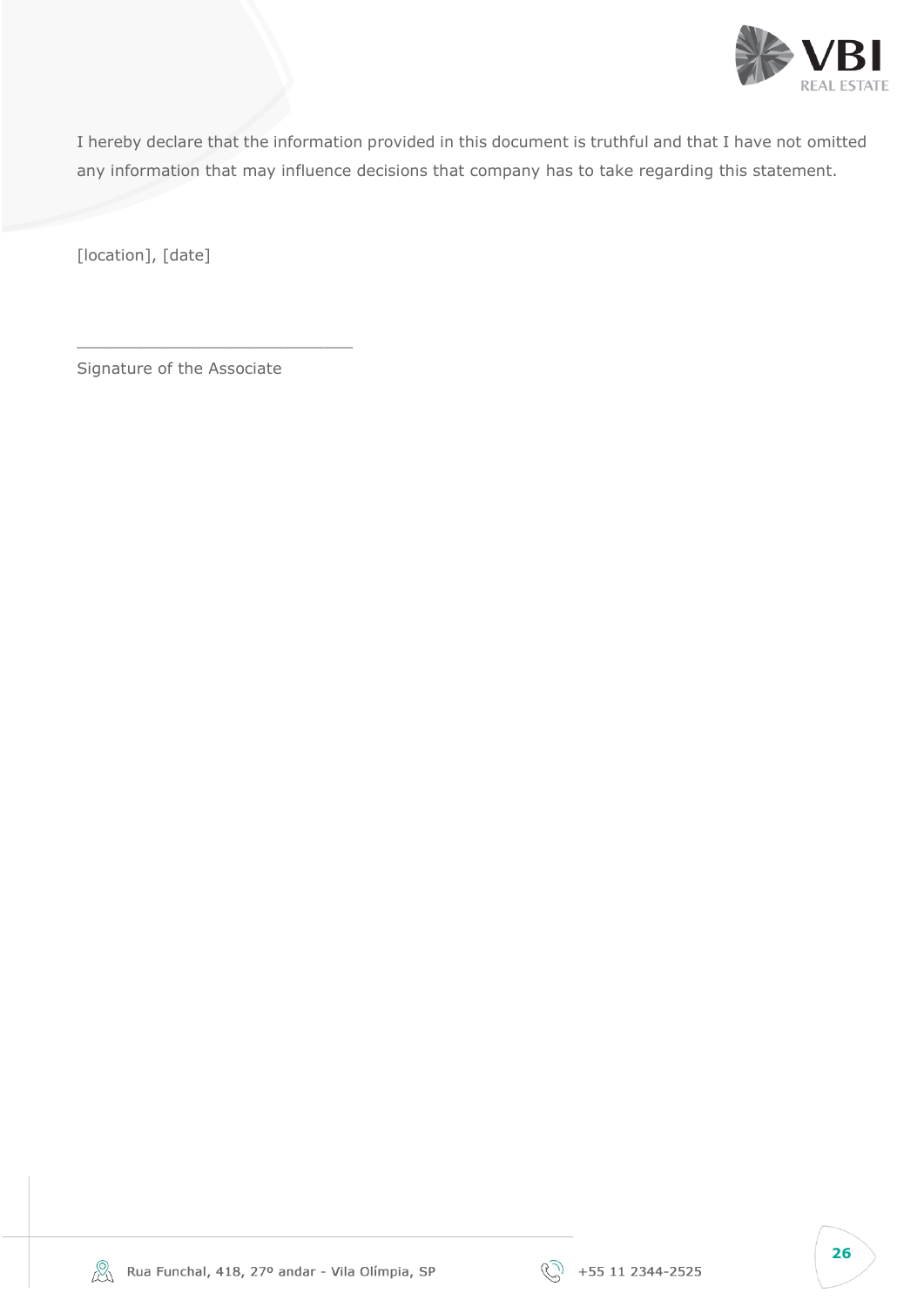I hereby declare that the information provided in this document is truthful and that I have not omitted any information that may influence decisions that company has to take regarding this statement.

[location], [date]

\_\_\_\_\_\_\_\_\_\_\_\_\_\_\_\_\_\_\_\_\_\_\_\_\_\_\_\_\_

Signature of the Associate